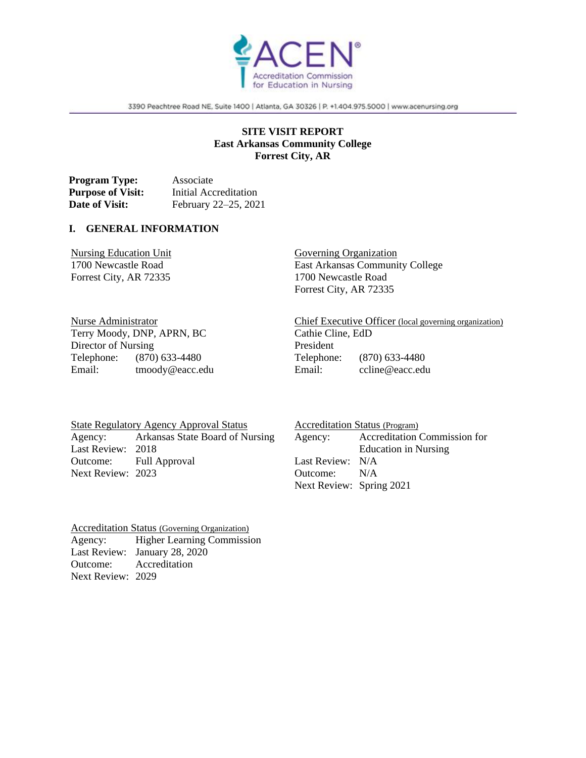ACEN® Accreditation Commission for Education in Nursing

3390 Peachtree Road NE, Suite 1400 | Atlanta, GA 30326 | P. +1.404.975.5000 | www.acenursing.org

**SITE VISIT REPORT**
**East Arkansas Community College**
**Forrest City, AR**

**Program Type:** Associate
**Purpose of Visit:** Initial Accreditation
**Date of Visit:** February 22–25, 2021

## I. GENERAL INFORMATION

Nursing Education Unit
1700 Newcastle Road
Forrest City, AR 72335

Governing Organization
East Arkansas Community College
1700 Newcastle Road
Forrest City, AR 72335

Nurse Administrator
Terry Moody, DNP, APRN, BC
Director of Nursing
Telephone: (870) 633-4480
Email: tmoody@eacc.edu

Chief Executive Officer (local governing organization)
Cathie Cline, EdD
President
Telephone: (870) 633-4480
Email: ccline@eacc.edu

State Regulatory Agency Approval Status
Agency: Arkansas State Board of Nursing
Last Review: 2018
Outcome: Full Approval
Next Review: 2023

Accreditation Status (Program)
Agency: Accreditation Commission for Education in Nursing
Last Review: N/A
Outcome: N/A
Next Review: Spring 2021

Accreditation Status (Governing Organization)
Agency: Higher Learning Commission
Last Review: January 28, 2020
Outcome: Accreditation
Next Review: 2029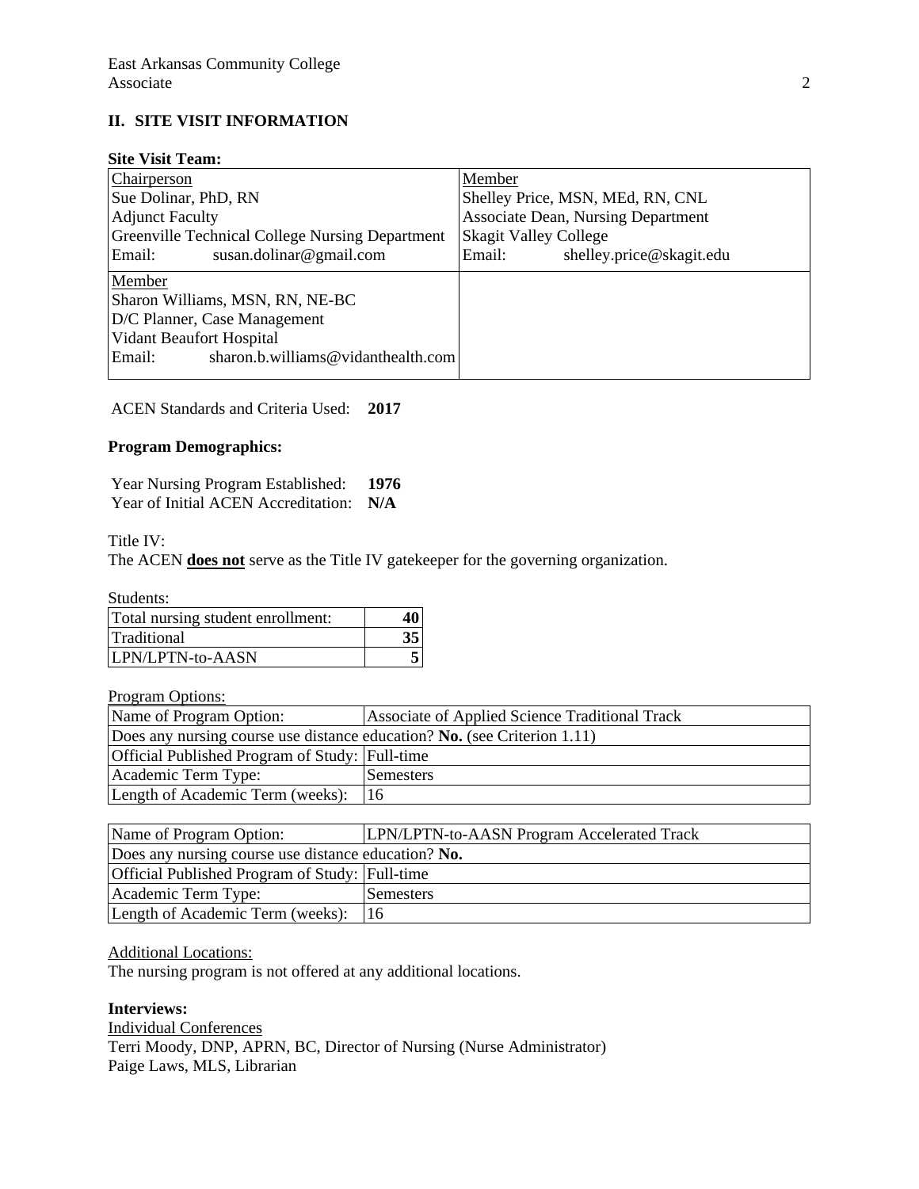## II. SITE VISIT INFORMATION

**Site Visit Team:**

| | |
|---|---|
| Chairperson<br>Sue Dolinar, PhD, RN<br>Adjunct Faculty<br>Greenville Technical College Nursing Department<br>Email: susan.dolinar@gmail.com | Member<br>Shelley Price, MSN, MEd, RN, CNL<br>Associate Dean, Nursing Department<br>Skagit Valley College<br>Email: shelley.price@skagit.edu |
| Member<br>Sharon Williams, MSN, RN, NE-BC<br>D/C Planner, Case Management<br>Vidant Beaufort Hospital<br>Email: sharon.b.williams@vidanthealth.com | |

ACEN Standards and Criteria Used: **2017**

**Program Demographics:**

Year Nursing Program Established: **1976**
Year of Initial ACEN Accreditation: **N/A**

Title IV:
The ACEN **does not** serve as the Title IV gatekeeper for the governing organization.

Students:

| | |
|---|---|
| Total nursing student enrollment: | **40** |
| Traditional | **35** |
| LPN/LPTN-to-AASN | **5** |

Program Options:

| Name of Program Option: | Associate of Applied Science Traditional Track |
|---|---|
| Does any nursing course use distance education? **No.** (see Criterion 1.11) | |
| Official Published Program of Study: | Full-time |
| Academic Term Type: | Semesters |
| Length of Academic Term (weeks): | 16 |

| Name of Program Option: | LPN/LPTN-to-AASN Program Accelerated Track |
|---|---|
| Does any nursing course use distance education? **No.** | |
| Official Published Program of Study: | Full-time |
| Academic Term Type: | Semesters |
| Length of Academic Term (weeks): | 16 |

Additional Locations:
The nursing program is not offered at any additional locations.

**Interviews:**

Individual Conferences
Terri Moody, DNP, APRN, BC, Director of Nursing (Nurse Administrator)
Paige Laws, MLS, Librarian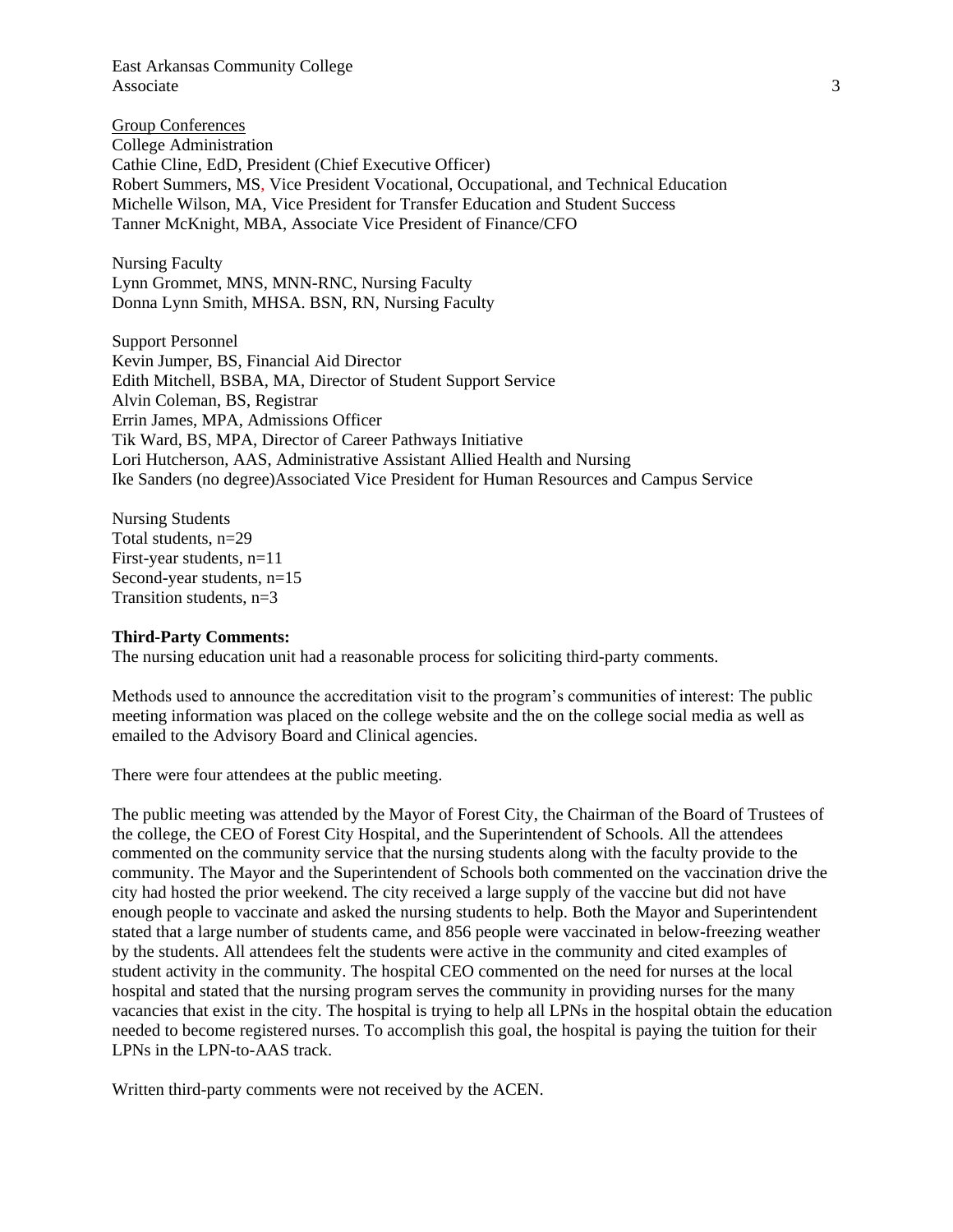Group Conferences

College Administration
Cathie Cline, EdD, President (Chief Executive Officer)
Robert Summers, MS, Vice President Vocational, Occupational, and Technical Education
Michelle Wilson, MA, Vice President for Transfer Education and Student Success
Tanner McKnight, MBA, Associate Vice President of Finance/CFO

Nursing Faculty
Lynn Grommet, MNS, MNN-RNC, Nursing Faculty
Donna Lynn Smith, MHSA. BSN, RN, Nursing Faculty

Support Personnel
Kevin Jumper, BS, Financial Aid Director
Edith Mitchell, BSBA, MA, Director of Student Support Service
Alvin Coleman, BS, Registrar
Errin James, MPA, Admissions Officer
Tik Ward, BS, MPA, Director of Career Pathways Initiative
Lori Hutcherson, AAS, Administrative Assistant Allied Health and Nursing
Ike Sanders (no degree)Associated Vice President for Human Resources and Campus Service

Nursing Students
Total students, n=29
First-year students, n=11
Second-year students, n=15
Transition students, n=3

**Third-Party Comments:**
The nursing education unit had a reasonable process for soliciting third-party comments.

Methods used to announce the accreditation visit to the program's communities of interest: The public meeting information was placed on the college website and the on the college social media as well as emailed to the Advisory Board and Clinical agencies.

There were four attendees at the public meeting.

The public meeting was attended by the Mayor of Forest City, the Chairman of the Board of Trustees of the college, the CEO of Forest City Hospital, and the Superintendent of Schools. All the attendees commented on the community service that the nursing students along with the faculty provide to the community. The Mayor and the Superintendent of Schools both commented on the vaccination drive the city had hosted the prior weekend. The city received a large supply of the vaccine but did not have enough people to vaccinate and asked the nursing students to help. Both the Mayor and Superintendent stated that a large number of students came, and 856 people were vaccinated in below-freezing weather by the students. All attendees felt the students were active in the community and cited examples of student activity in the community. The hospital CEO commented on the need for nurses at the local hospital and stated that the nursing program serves the community in providing nurses for the many vacancies that exist in the city. The hospital is trying to help all LPNs in the hospital obtain the education needed to become registered nurses. To accomplish this goal, the hospital is paying the tuition for their LPNs in the LPN-to-AAS track.

Written third-party comments were not received by the ACEN.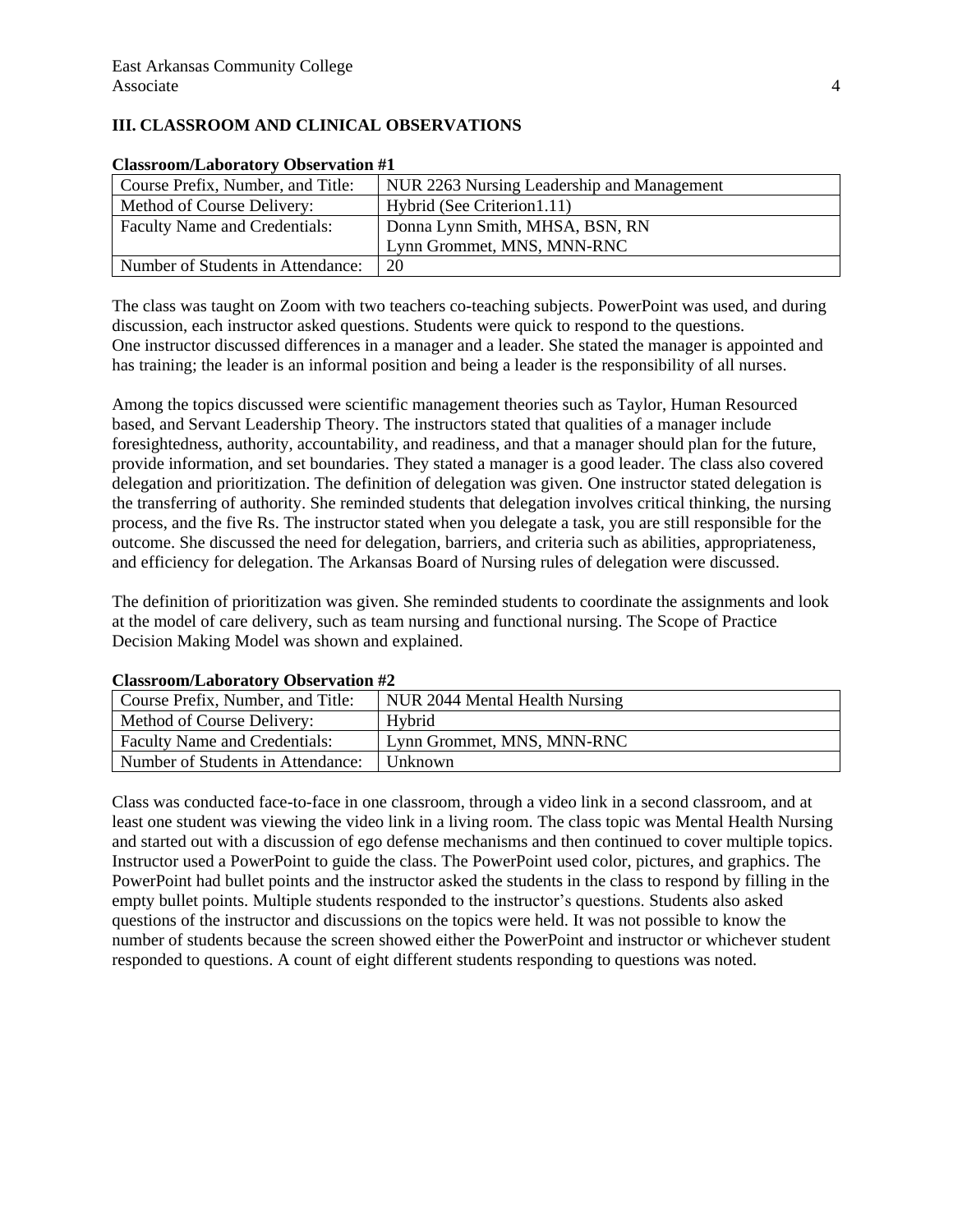## III. CLASSROOM AND CLINICAL OBSERVATIONS

**Classroom/Laboratory Observation #1**

| Course Prefix, Number, and Title: | NUR 2263 Nursing Leadership and Management |
|---|---|
| Method of Course Delivery: | Hybrid (See Criterion1.11) |
| Faculty Name and Credentials: | Donna Lynn Smith, MHSA, BSN, RN<br>Lynn Grommet, MNS, MNN-RNC |
| Number of Students in Attendance: | 20 |

The class was taught on Zoom with two teachers co-teaching subjects. PowerPoint was used, and during discussion, each instructor asked questions. Students were quick to respond to the questions. One instructor discussed differences in a manager and a leader. She stated the manager is appointed and has training; the leader is an informal position and being a leader is the responsibility of all nurses.

Among the topics discussed were scientific management theories such as Taylor, Human Resourced based, and Servant Leadership Theory. The instructors stated that qualities of a manager include foresightedness, authority, accountability, and readiness, and that a manager should plan for the future, provide information, and set boundaries. They stated a manager is a good leader. The class also covered delegation and prioritization. The definition of delegation was given. One instructor stated delegation is the transferring of authority. She reminded students that delegation involves critical thinking, the nursing process, and the five Rs. The instructor stated when you delegate a task, you are still responsible for the outcome. She discussed the need for delegation, barriers, and criteria such as abilities, appropriateness, and efficiency for delegation. The Arkansas Board of Nursing rules of delegation were discussed.

The definition of prioritization was given. She reminded students to coordinate the assignments and look at the model of care delivery, such as team nursing and functional nursing. The Scope of Practice Decision Making Model was shown and explained.

**Classroom/Laboratory Observation #2**

| Course Prefix, Number, and Title: | NUR 2044 Mental Health Nursing |
|---|---|
| Method of Course Delivery: | Hybrid |
| Faculty Name and Credentials: | Lynn Grommet, MNS, MNN-RNC |
| Number of Students in Attendance: | Unknown |

Class was conducted face-to-face in one classroom, through a video link in a second classroom, and at least one student was viewing the video link in a living room. The class topic was Mental Health Nursing and started out with a discussion of ego defense mechanisms and then continued to cover multiple topics. Instructor used a PowerPoint to guide the class. The PowerPoint used color, pictures, and graphics. The PowerPoint had bullet points and the instructor asked the students in the class to respond by filling in the empty bullet points. Multiple students responded to the instructor's questions. Students also asked questions of the instructor and discussions on the topics were held. It was not possible to know the number of students because the screen showed either the PowerPoint and instructor or whichever student responded to questions. A count of eight different students responding to questions was noted.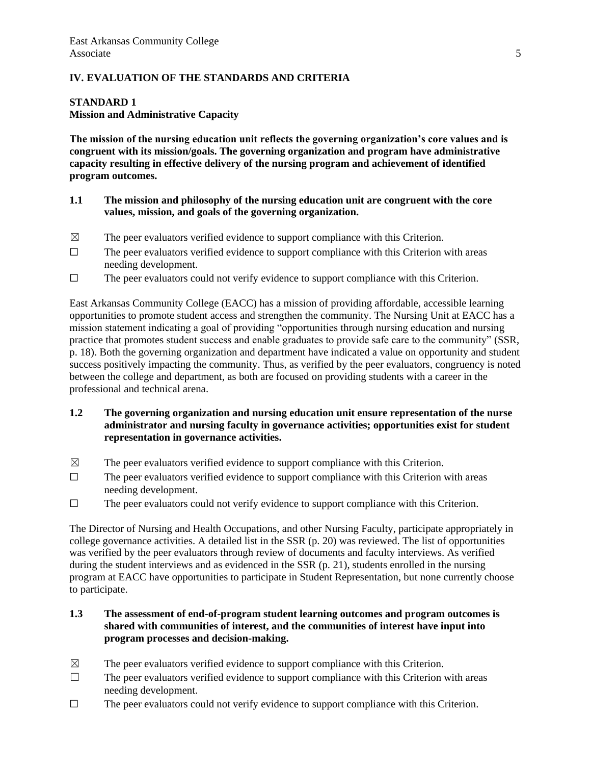## IV. EVALUATION OF THE STANDARDS AND CRITERIA

### STANDARD 1
**Mission and Administrative Capacity**

**The mission of the nursing education unit reflects the governing organization's core values and is congruent with its mission/goals. The governing organization and program have administrative capacity resulting in effective delivery of the nursing program and achievement of identified program outcomes.**

**1.1 The mission and philosophy of the nursing education unit are congruent with the core values, mission, and goals of the governing organization.**

☒ The peer evaluators verified evidence to support compliance with this Criterion.
☐ The peer evaluators verified evidence to support compliance with this Criterion with areas needing development.
☐ The peer evaluators could not verify evidence to support compliance with this Criterion.

East Arkansas Community College (EACC) has a mission of providing affordable, accessible learning opportunities to promote student access and strengthen the community. The Nursing Unit at EACC has a mission statement indicating a goal of providing "opportunities through nursing education and nursing practice that promotes student success and enable graduates to provide safe care to the community" (SSR, p. 18). Both the governing organization and department have indicated a value on opportunity and student success positively impacting the community. Thus, as verified by the peer evaluators, congruency is noted between the college and department, as both are focused on providing students with a career in the professional and technical arena.

**1.2 The governing organization and nursing education unit ensure representation of the nurse administrator and nursing faculty in governance activities; opportunities exist for student representation in governance activities.**

☒ The peer evaluators verified evidence to support compliance with this Criterion.
☐ The peer evaluators verified evidence to support compliance with this Criterion with areas needing development.
☐ The peer evaluators could not verify evidence to support compliance with this Criterion.

The Director of Nursing and Health Occupations, and other Nursing Faculty, participate appropriately in college governance activities. A detailed list in the SSR (p. 20) was reviewed. The list of opportunities was verified by the peer evaluators through review of documents and faculty interviews. As verified during the student interviews and as evidenced in the SSR (p. 21), students enrolled in the nursing program at EACC have opportunities to participate in Student Representation, but none currently choose to participate.

**1.3 The assessment of end-of-program student learning outcomes and program outcomes is shared with communities of interest, and the communities of interest have input into program processes and decision-making.**

☒ The peer evaluators verified evidence to support compliance with this Criterion.
☐ The peer evaluators verified evidence to support compliance with this Criterion with areas needing development.
☐ The peer evaluators could not verify evidence to support compliance with this Criterion.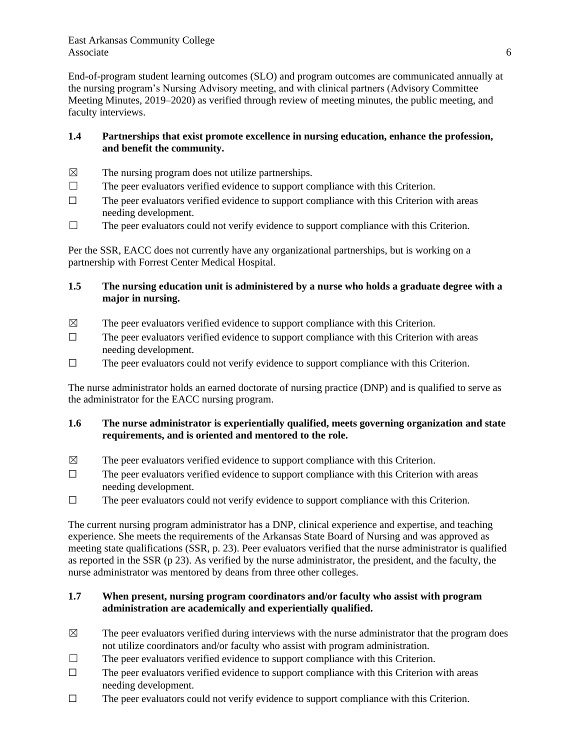End-of-program student learning outcomes (SLO) and program outcomes are communicated annually at the nursing program's Nursing Advisory meeting, and with clinical partners (Advisory Committee Meeting Minutes, 2019–2020) as verified through review of meeting minutes, the public meeting, and faculty interviews.

**1.4 Partnerships that exist promote excellence in nursing education, enhance the profession, and benefit the community.**

☒ The nursing program does not utilize partnerships.
☐ The peer evaluators verified evidence to support compliance with this Criterion.
☐ The peer evaluators verified evidence to support compliance with this Criterion with areas needing development.
☐ The peer evaluators could not verify evidence to support compliance with this Criterion.

Per the SSR, EACC does not currently have any organizational partnerships, but is working on a partnership with Forrest Center Medical Hospital.

**1.5 The nursing education unit is administered by a nurse who holds a graduate degree with a major in nursing.**

☒ The peer evaluators verified evidence to support compliance with this Criterion.
☐ The peer evaluators verified evidence to support compliance with this Criterion with areas needing development.
☐ The peer evaluators could not verify evidence to support compliance with this Criterion.

The nurse administrator holds an earned doctorate of nursing practice (DNP) and is qualified to serve as the administrator for the EACC nursing program.

**1.6 The nurse administrator is experientially qualified, meets governing organization and state requirements, and is oriented and mentored to the role.**

☒ The peer evaluators verified evidence to support compliance with this Criterion.
☐ The peer evaluators verified evidence to support compliance with this Criterion with areas needing development.
☐ The peer evaluators could not verify evidence to support compliance with this Criterion.

The current nursing program administrator has a DNP, clinical experience and expertise, and teaching experience. She meets the requirements of the Arkansas State Board of Nursing and was approved as meeting state qualifications (SSR, p. 23). Peer evaluators verified that the nurse administrator is qualified as reported in the SSR (p 23). As verified by the nurse administrator, the president, and the faculty, the nurse administrator was mentored by deans from three other colleges.

**1.7 When present, nursing program coordinators and/or faculty who assist with program administration are academically and experientially qualified.**

☒ The peer evaluators verified during interviews with the nurse administrator that the program does not utilize coordinators and/or faculty who assist with program administration.
☐ The peer evaluators verified evidence to support compliance with this Criterion.
☐ The peer evaluators verified evidence to support compliance with this Criterion with areas needing development.
☐ The peer evaluators could not verify evidence to support compliance with this Criterion.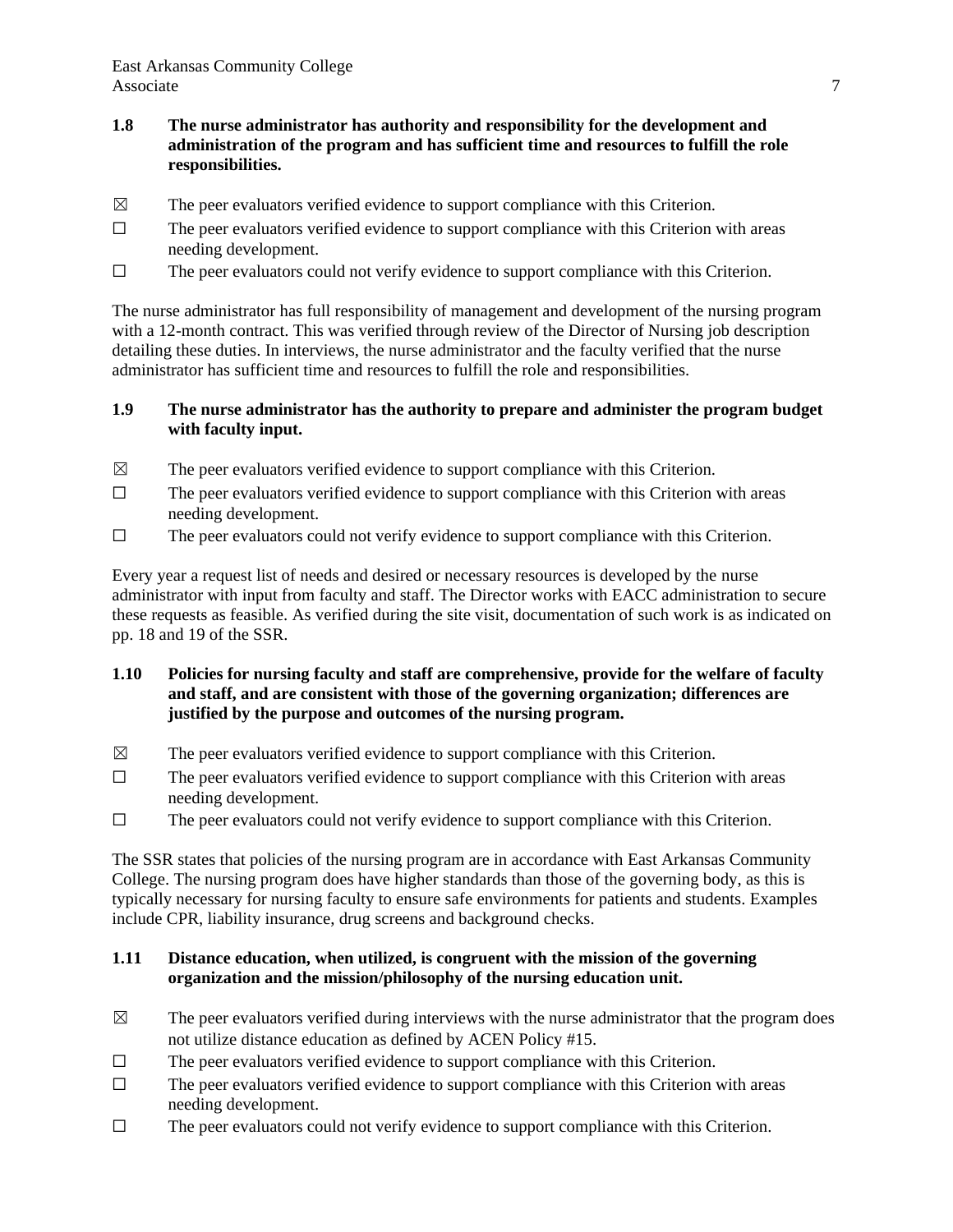**1.8 The nurse administrator has authority and responsibility for the development and administration of the program and has sufficient time and resources to fulfill the role responsibilities.**

☒ The peer evaluators verified evidence to support compliance with this Criterion.
☐ The peer evaluators verified evidence to support compliance with this Criterion with areas needing development.
☐ The peer evaluators could not verify evidence to support compliance with this Criterion.

The nurse administrator has full responsibility of management and development of the nursing program with a 12-month contract. This was verified through review of the Director of Nursing job description detailing these duties. In interviews, the nurse administrator and the faculty verified that the nurse administrator has sufficient time and resources to fulfill the role and responsibilities.

**1.9 The nurse administrator has the authority to prepare and administer the program budget with faculty input.**

☒ The peer evaluators verified evidence to support compliance with this Criterion.
☐ The peer evaluators verified evidence to support compliance with this Criterion with areas needing development.
☐ The peer evaluators could not verify evidence to support compliance with this Criterion.

Every year a request list of needs and desired or necessary resources is developed by the nurse administrator with input from faculty and staff. The Director works with EACC administration to secure these requests as feasible. As verified during the site visit, documentation of such work is as indicated on pp. 18 and 19 of the SSR.

**1.10 Policies for nursing faculty and staff are comprehensive, provide for the welfare of faculty and staff, and are consistent with those of the governing organization; differences are justified by the purpose and outcomes of the nursing program.**

☒ The peer evaluators verified evidence to support compliance with this Criterion.
☐ The peer evaluators verified evidence to support compliance with this Criterion with areas needing development.
☐ The peer evaluators could not verify evidence to support compliance with this Criterion.

The SSR states that policies of the nursing program are in accordance with East Arkansas Community College. The nursing program does have higher standards than those of the governing body, as this is typically necessary for nursing faculty to ensure safe environments for patients and students. Examples include CPR, liability insurance, drug screens and background checks.

**1.11 Distance education, when utilized, is congruent with the mission of the governing organization and the mission/philosophy of the nursing education unit.**

☒ The peer evaluators verified during interviews with the nurse administrator that the program does not utilize distance education as defined by ACEN Policy #15.
☐ The peer evaluators verified evidence to support compliance with this Criterion.
☐ The peer evaluators verified evidence to support compliance with this Criterion with areas needing development.
☐ The peer evaluators could not verify evidence to support compliance with this Criterion.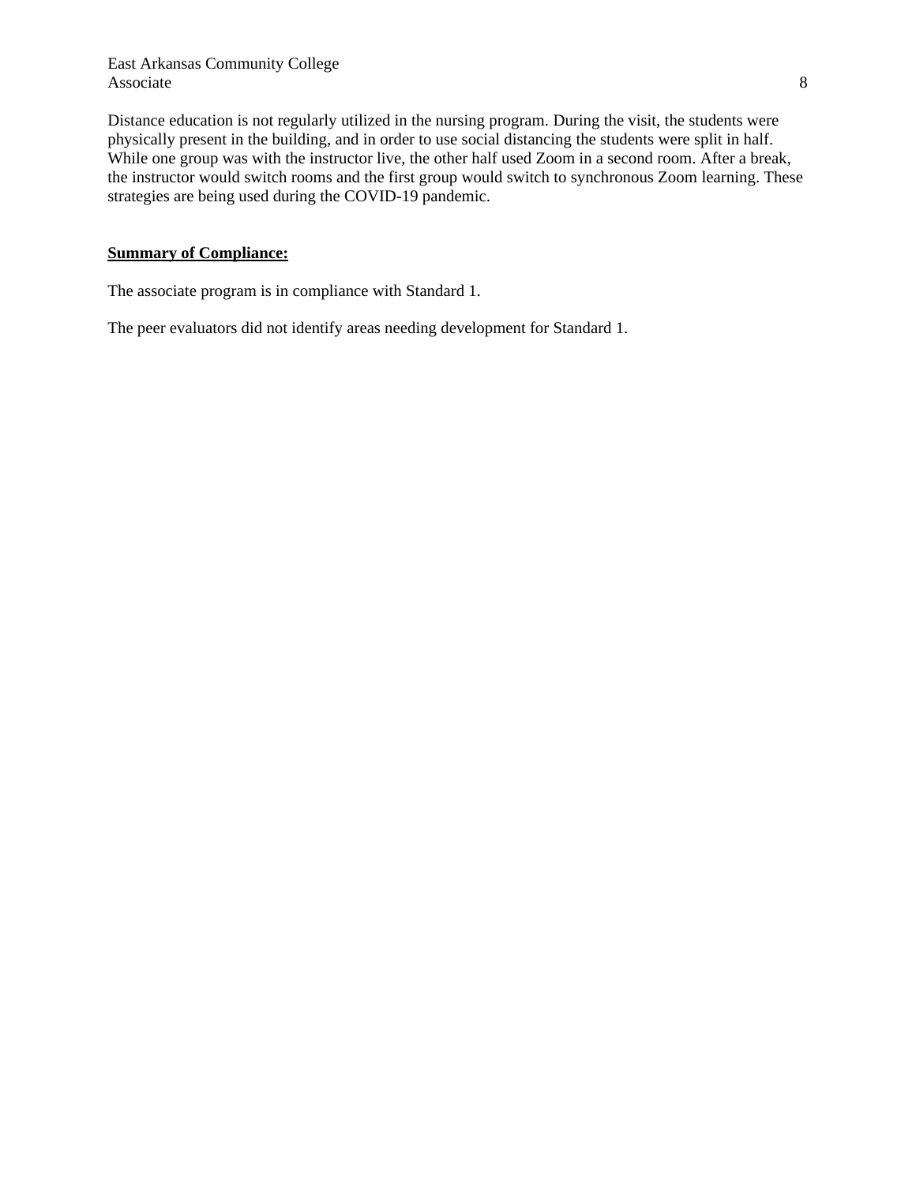Distance education is not regularly utilized in the nursing program. During the visit, the students were physically present in the building, and in order to use social distancing the students were split in half. While one group was with the instructor live, the other half used Zoom in a second room. After a break, the instructor would switch rooms and the first group would switch to synchronous Zoom learning. These strategies are being used during the COVID-19 pandemic.

**Summary of Compliance:**

The associate program is in compliance with Standard 1.

The peer evaluators did not identify areas needing development for Standard 1.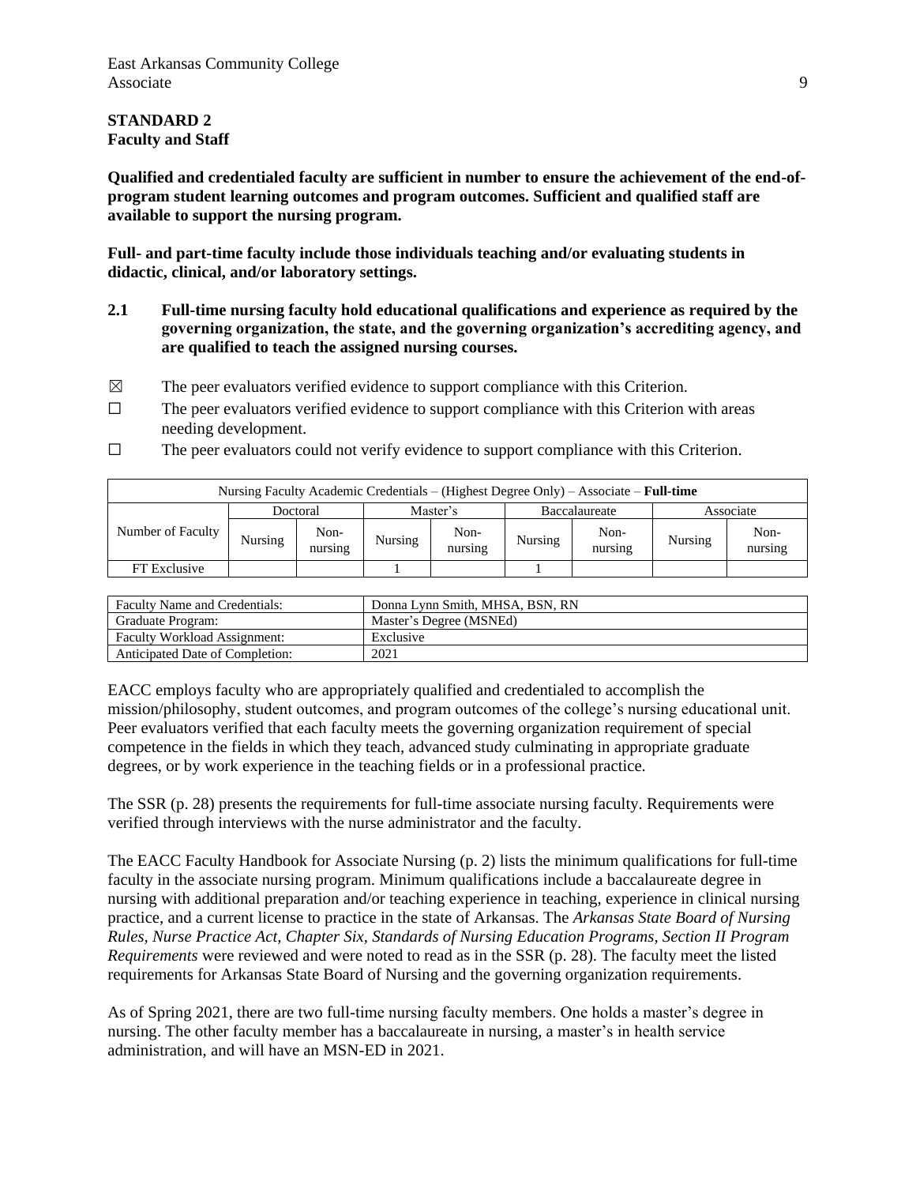**STANDARD 2**
**Faculty and Staff**

**Qualified and credentialed faculty are sufficient in number to ensure the achievement of the end-of-program student learning outcomes and program outcomes. Sufficient and qualified staff are available to support the nursing program.**

**Full- and part-time faculty include those individuals teaching and/or evaluating students in didactic, clinical, and/or laboratory settings.**

**2.1 Full-time nursing faculty hold educational qualifications and experience as required by the governing organization, the state, and the governing organization's accrediting agency, and are qualified to teach the assigned nursing courses.**

☒ The peer evaluators verified evidence to support compliance with this Criterion.

☐ The peer evaluators verified evidence to support compliance with this Criterion with areas needing development.

☐ The peer evaluators could not verify evidence to support compliance with this Criterion.

| Nursing Faculty Academic Credentials – (Highest Degree Only) – Associate – **Full-time** | | | | | | | | |
|---|---|---|---|---|---|---|---|---|
| Number of Faculty | Doctoral | | Master's | | Baccalaureate | | Associate | |
| | Nursing | Non-nursing | Nursing | Non-nursing | Nursing | Non-nursing | Nursing | Non-nursing |
| FT Exclusive | | | 1 | | 1 | | | |

| Faculty Name and Credentials: | Donna Lynn Smith, MHSA, BSN, RN |
|---|---|
| Graduate Program: | Master's Degree (MSNEd) |
| Faculty Workload Assignment: | Exclusive |
| Anticipated Date of Completion: | 2021 |

EACC employs faculty who are appropriately qualified and credentialed to accomplish the mission/philosophy, student outcomes, and program outcomes of the college's nursing educational unit. Peer evaluators verified that each faculty meets the governing organization requirement of special competence in the fields in which they teach, advanced study culminating in appropriate graduate degrees, or by work experience in the teaching fields or in a professional practice.

The SSR (p. 28) presents the requirements for full-time associate nursing faculty. Requirements were verified through interviews with the nurse administrator and the faculty.

The EACC Faculty Handbook for Associate Nursing (p. 2) lists the minimum qualifications for full-time faculty in the associate nursing program. Minimum qualifications include a baccalaureate degree in nursing with additional preparation and/or teaching experience in teaching, experience in clinical nursing practice, and a current license to practice in the state of Arkansas. The *Arkansas State Board of Nursing Rules, Nurse Practice Act, Chapter Six, Standards of Nursing Education Programs, Section II Program Requirements* were reviewed and were noted to read as in the SSR (p. 28). The faculty meet the listed requirements for Arkansas State Board of Nursing and the governing organization requirements.

As of Spring 2021, there are two full-time nursing faculty members. One holds a master's degree in nursing. The other faculty member has a baccalaureate in nursing, a master's in health service administration, and will have an MSN-ED in 2021.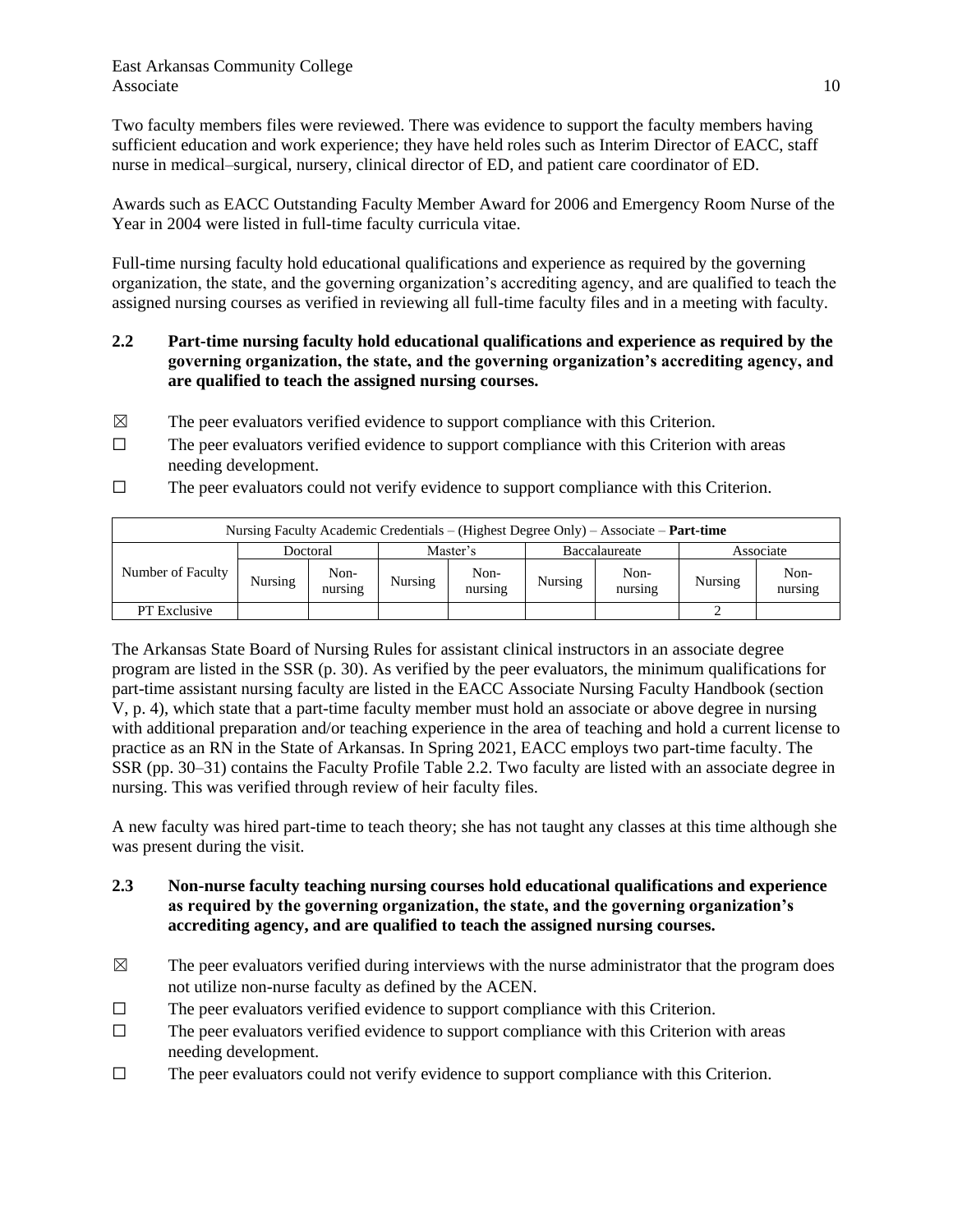Two faculty members files were reviewed. There was evidence to support the faculty members having sufficient education and work experience; they have held roles such as Interim Director of EACC, staff nurse in medical–surgical, nursery, clinical director of ED, and patient care coordinator of ED.

Awards such as EACC Outstanding Faculty Member Award for 2006 and Emergency Room Nurse of the Year in 2004 were listed in full-time faculty curricula vitae.

Full-time nursing faculty hold educational qualifications and experience as required by the governing organization, the state, and the governing organization's accrediting agency, and are qualified to teach the assigned nursing courses as verified in reviewing all full-time faculty files and in a meeting with faculty.

**2.2 Part-time nursing faculty hold educational qualifications and experience as required by the governing organization, the state, and the governing organization's accrediting agency, and are qualified to teach the assigned nursing courses.**

☒ The peer evaluators verified evidence to support compliance with this Criterion.

☐ The peer evaluators verified evidence to support compliance with this Criterion with areas needing development.

☐ The peer evaluators could not verify evidence to support compliance with this Criterion.

| Nursing Faculty Academic Credentials – (Highest Degree Only) – Associate – **Part-time** | | | | | | | | |
|---|---|---|---|---|---|---|---|---|
| Number of Faculty | Doctoral | | Master's | | Baccalaureate | | Associate | |
| | Nursing | Non-nursing | Nursing | Non-nursing | Nursing | Non-nursing | Nursing | Non-nursing |
| PT Exclusive | | | | | | | 2 | |

The Arkansas State Board of Nursing Rules for assistant clinical instructors in an associate degree program are listed in the SSR (p. 30). As verified by the peer evaluators, the minimum qualifications for part-time assistant nursing faculty are listed in the EACC Associate Nursing Faculty Handbook (section V, p. 4), which state that a part-time faculty member must hold an associate or above degree in nursing with additional preparation and/or teaching experience in the area of teaching and hold a current license to practice as an RN in the State of Arkansas. In Spring 2021, EACC employs two part-time faculty. The SSR (pp. 30–31) contains the Faculty Profile Table 2.2. Two faculty are listed with an associate degree in nursing. This was verified through review of heir faculty files.

A new faculty was hired part-time to teach theory; she has not taught any classes at this time although she was present during the visit.

**2.3 Non-nurse faculty teaching nursing courses hold educational qualifications and experience as required by the governing organization, the state, and the governing organization's accrediting agency, and are qualified to teach the assigned nursing courses.**

☒ The peer evaluators verified during interviews with the nurse administrator that the program does not utilize non-nurse faculty as defined by the ACEN.

☐ The peer evaluators verified evidence to support compliance with this Criterion.

☐ The peer evaluators verified evidence to support compliance with this Criterion with areas needing development.

☐ The peer evaluators could not verify evidence to support compliance with this Criterion.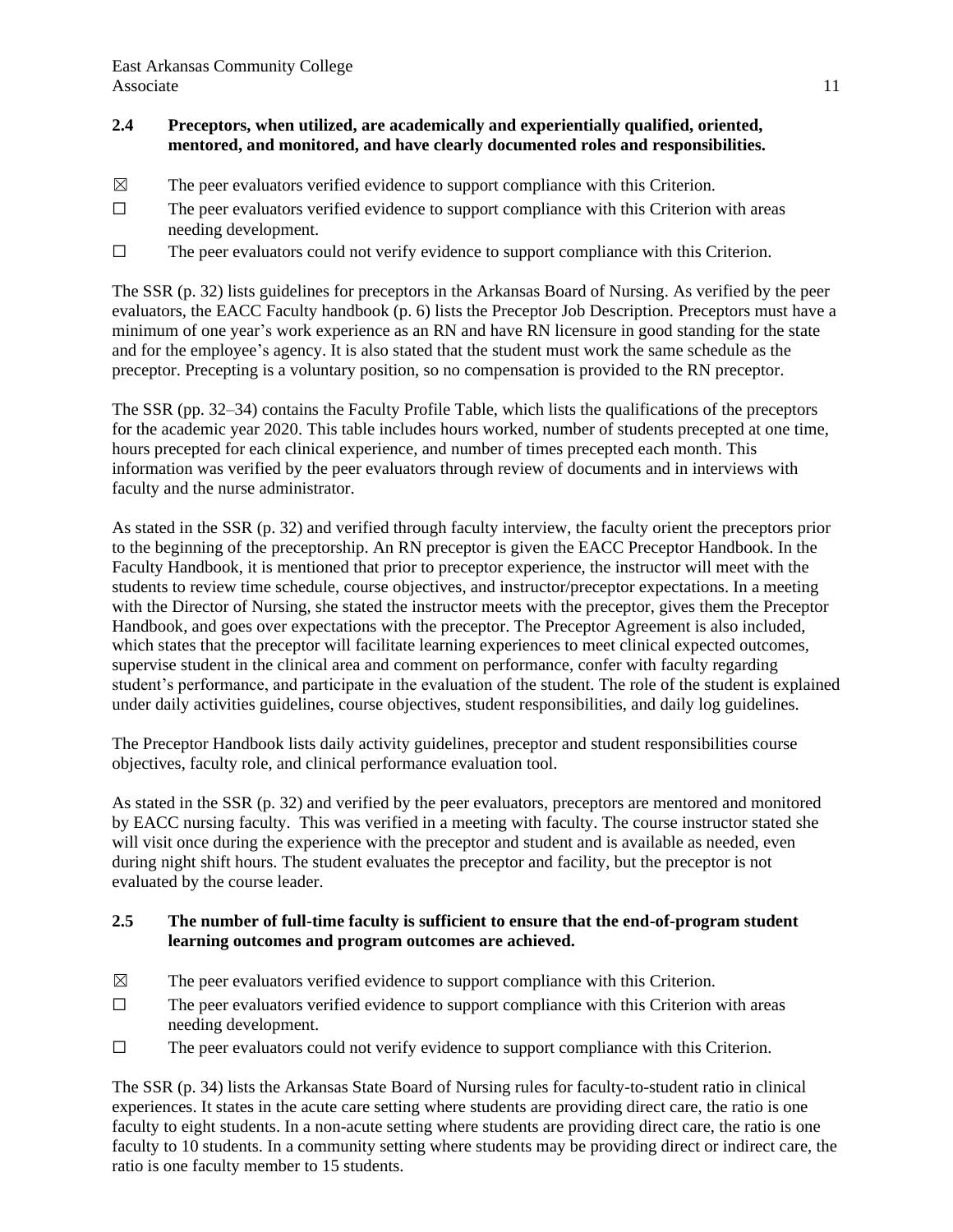**2.4 Preceptors, when utilized, are academically and experientially qualified, oriented, mentored, and monitored, and have clearly documented roles and responsibilities.**

☒ The peer evaluators verified evidence to support compliance with this Criterion.

☐ The peer evaluators verified evidence to support compliance with this Criterion with areas needing development.

☐ The peer evaluators could not verify evidence to support compliance with this Criterion.

The SSR (p. 32) lists guidelines for preceptors in the Arkansas Board of Nursing. As verified by the peer evaluators, the EACC Faculty handbook (p. 6) lists the Preceptor Job Description. Preceptors must have a minimum of one year's work experience as an RN and have RN licensure in good standing for the state and for the employee's agency. It is also stated that the student must work the same schedule as the preceptor. Precepting is a voluntary position, so no compensation is provided to the RN preceptor.

The SSR (pp. 32–34) contains the Faculty Profile Table, which lists the qualifications of the preceptors for the academic year 2020. This table includes hours worked, number of students precepted at one time, hours precepted for each clinical experience, and number of times precepted each month. This information was verified by the peer evaluators through review of documents and in interviews with faculty and the nurse administrator.

As stated in the SSR (p. 32) and verified through faculty interview, the faculty orient the preceptors prior to the beginning of the preceptorship. An RN preceptor is given the EACC Preceptor Handbook. In the Faculty Handbook, it is mentioned that prior to preceptor experience, the instructor will meet with the students to review time schedule, course objectives, and instructor/preceptor expectations. In a meeting with the Director of Nursing, she stated the instructor meets with the preceptor, gives them the Preceptor Handbook, and goes over expectations with the preceptor. The Preceptor Agreement is also included, which states that the preceptor will facilitate learning experiences to meet clinical expected outcomes, supervise student in the clinical area and comment on performance, confer with faculty regarding student's performance, and participate in the evaluation of the student. The role of the student is explained under daily activities guidelines, course objectives, student responsibilities, and daily log guidelines.

The Preceptor Handbook lists daily activity guidelines, preceptor and student responsibilities course objectives, faculty role, and clinical performance evaluation tool.

As stated in the SSR (p. 32) and verified by the peer evaluators, preceptors are mentored and monitored by EACC nursing faculty. This was verified in a meeting with faculty. The course instructor stated she will visit once during the experience with the preceptor and student and is available as needed, even during night shift hours. The student evaluates the preceptor and facility, but the preceptor is not evaluated by the course leader.

**2.5 The number of full-time faculty is sufficient to ensure that the end-of-program student learning outcomes and program outcomes are achieved.**

☒ The peer evaluators verified evidence to support compliance with this Criterion.

☐ The peer evaluators verified evidence to support compliance with this Criterion with areas needing development.

☐ The peer evaluators could not verify evidence to support compliance with this Criterion.

The SSR (p. 34) lists the Arkansas State Board of Nursing rules for faculty-to-student ratio in clinical experiences. It states in the acute care setting where students are providing direct care, the ratio is one faculty to eight students. In a non-acute setting where students are providing direct care, the ratio is one faculty to 10 students. In a community setting where students may be providing direct or indirect care, the ratio is one faculty member to 15 students.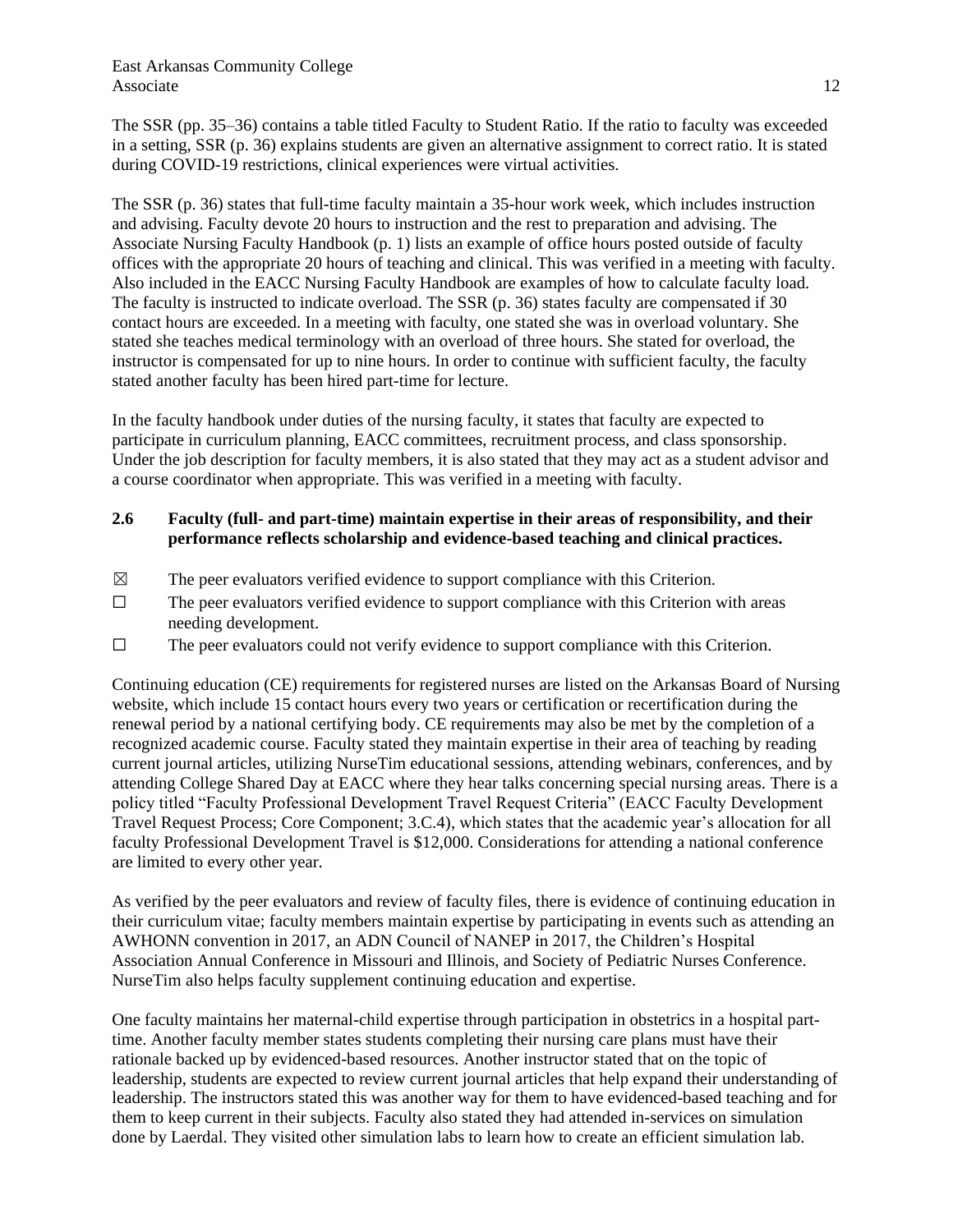The SSR (pp. 35–36) contains a table titled Faculty to Student Ratio. If the ratio to faculty was exceeded in a setting, SSR (p. 36) explains students are given an alternative assignment to correct ratio. It is stated during COVID-19 restrictions, clinical experiences were virtual activities.

The SSR (p. 36) states that full-time faculty maintain a 35-hour work week, which includes instruction and advising. Faculty devote 20 hours to instruction and the rest to preparation and advising. The Associate Nursing Faculty Handbook (p. 1) lists an example of office hours posted outside of faculty offices with the appropriate 20 hours of teaching and clinical. This was verified in a meeting with faculty. Also included in the EACC Nursing Faculty Handbook are examples of how to calculate faculty load. The faculty is instructed to indicate overload. The SSR (p. 36) states faculty are compensated if 30 contact hours are exceeded. In a meeting with faculty, one stated she was in overload voluntary. She stated she teaches medical terminology with an overload of three hours. She stated for overload, the instructor is compensated for up to nine hours. In order to continue with sufficient faculty, the faculty stated another faculty has been hired part-time for lecture.

In the faculty handbook under duties of the nursing faculty, it states that faculty are expected to participate in curriculum planning, EACC committees, recruitment process, and class sponsorship. Under the job description for faculty members, it is also stated that they may act as a student advisor and a course coordinator when appropriate. This was verified in a meeting with faculty.

**2.6 Faculty (full- and part-time) maintain expertise in their areas of responsibility, and their performance reflects scholarship and evidence-based teaching and clinical practices.**

☒ The peer evaluators verified evidence to support compliance with this Criterion.

☐ The peer evaluators verified evidence to support compliance with this Criterion with areas needing development.

☐ The peer evaluators could not verify evidence to support compliance with this Criterion.

Continuing education (CE) requirements for registered nurses are listed on the Arkansas Board of Nursing website, which include 15 contact hours every two years or certification or recertification during the renewal period by a national certifying body. CE requirements may also be met by the completion of a recognized academic course. Faculty stated they maintain expertise in their area of teaching by reading current journal articles, utilizing NurseTim educational sessions, attending webinars, conferences, and by attending College Shared Day at EACC where they hear talks concerning special nursing areas. There is a policy titled "Faculty Professional Development Travel Request Criteria" (EACC Faculty Development Travel Request Process; Core Component; 3.C.4), which states that the academic year's allocation for all faculty Professional Development Travel is $12,000. Considerations for attending a national conference are limited to every other year.

As verified by the peer evaluators and review of faculty files, there is evidence of continuing education in their curriculum vitae; faculty members maintain expertise by participating in events such as attending an AWHONN convention in 2017, an ADN Council of NANEP in 2017, the Children's Hospital Association Annual Conference in Missouri and Illinois, and Society of Pediatric Nurses Conference. NurseTim also helps faculty supplement continuing education and expertise.

One faculty maintains her maternal-child expertise through participation in obstetrics in a hospital part-time. Another faculty member states students completing their nursing care plans must have their rationale backed up by evidenced-based resources. Another instructor stated that on the topic of leadership, students are expected to review current journal articles that help expand their understanding of leadership. The instructors stated this was another way for them to have evidenced-based teaching and for them to keep current in their subjects. Faculty also stated they had attended in-services on simulation done by Laerdal. They visited other simulation labs to learn how to create an efficient simulation lab.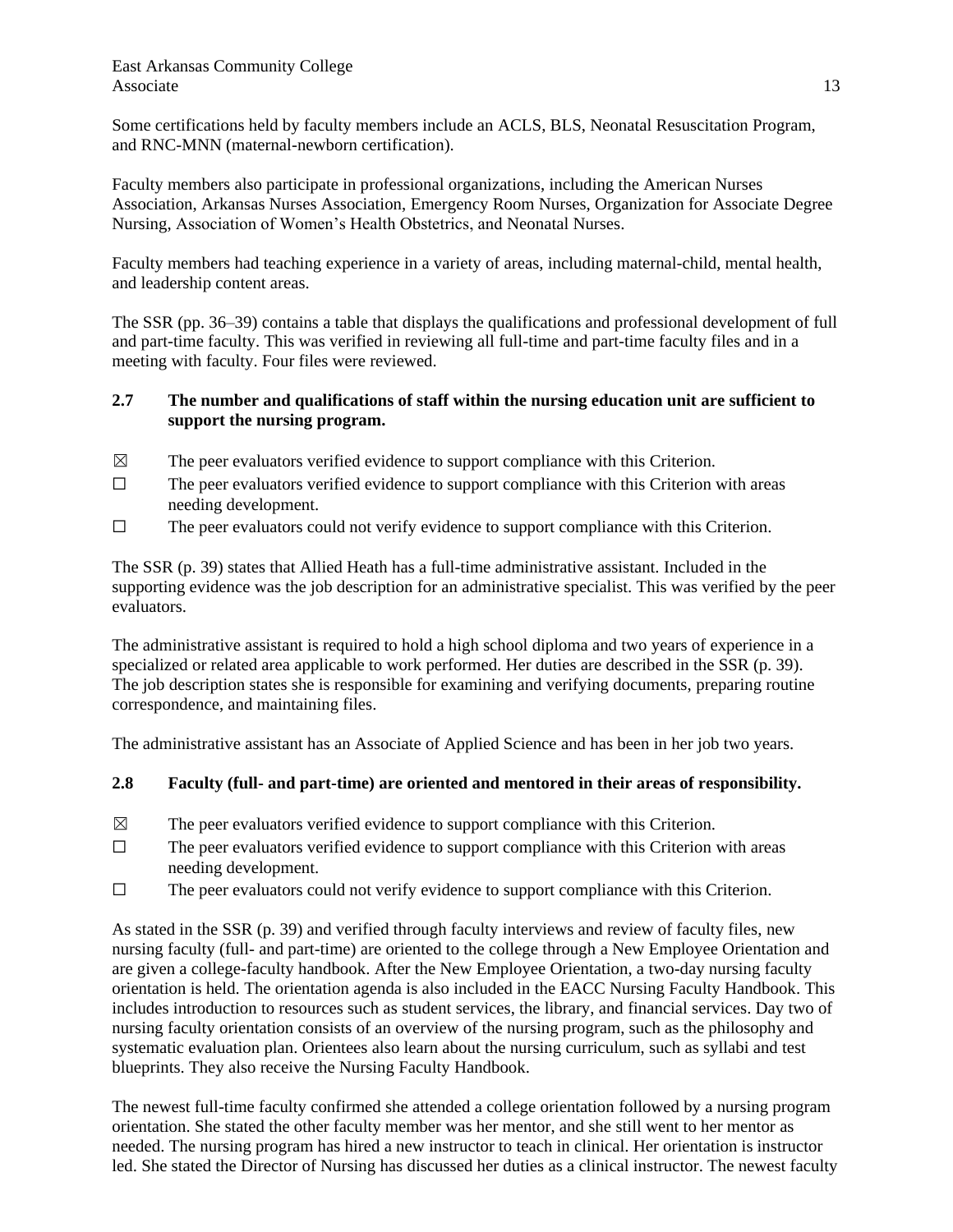Some certifications held by faculty members include an ACLS, BLS, Neonatal Resuscitation Program, and RNC-MNN (maternal-newborn certification).

Faculty members also participate in professional organizations, including the American Nurses Association, Arkansas Nurses Association, Emergency Room Nurses, Organization for Associate Degree Nursing, Association of Women's Health Obstetrics, and Neonatal Nurses.

Faculty members had teaching experience in a variety of areas, including maternal-child, mental health, and leadership content areas.

The SSR (pp. 36–39) contains a table that displays the qualifications and professional development of full and part-time faculty. This was verified in reviewing all full-time and part-time faculty files and in a meeting with faculty. Four files were reviewed.

**2.7 The number and qualifications of staff within the nursing education unit are sufficient to support the nursing program.**

☒ The peer evaluators verified evidence to support compliance with this Criterion.
☐ The peer evaluators verified evidence to support compliance with this Criterion with areas needing development.
☐ The peer evaluators could not verify evidence to support compliance with this Criterion.

The SSR (p. 39) states that Allied Heath has a full-time administrative assistant. Included in the supporting evidence was the job description for an administrative specialist. This was verified by the peer evaluators.

The administrative assistant is required to hold a high school diploma and two years of experience in a specialized or related area applicable to work performed. Her duties are described in the SSR (p. 39). The job description states she is responsible for examining and verifying documents, preparing routine correspondence, and maintaining files.

The administrative assistant has an Associate of Applied Science and has been in her job two years.

**2.8 Faculty (full- and part-time) are oriented and mentored in their areas of responsibility.**

☒ The peer evaluators verified evidence to support compliance with this Criterion.
☐ The peer evaluators verified evidence to support compliance with this Criterion with areas needing development.
☐ The peer evaluators could not verify evidence to support compliance with this Criterion.

As stated in the SSR (p. 39) and verified through faculty interviews and review of faculty files, new nursing faculty (full- and part-time) are oriented to the college through a New Employee Orientation and are given a college-faculty handbook. After the New Employee Orientation, a two-day nursing faculty orientation is held. The orientation agenda is also included in the EACC Nursing Faculty Handbook. This includes introduction to resources such as student services, the library, and financial services. Day two of nursing faculty orientation consists of an overview of the nursing program, such as the philosophy and systematic evaluation plan. Orientees also learn about the nursing curriculum, such as syllabi and test blueprints. They also receive the Nursing Faculty Handbook.

The newest full-time faculty confirmed she attended a college orientation followed by a nursing program orientation. She stated the other faculty member was her mentor, and she still went to her mentor as needed. The nursing program has hired a new instructor to teach in clinical. Her orientation is instructor led. She stated the Director of Nursing has discussed her duties as a clinical instructor. The newest faculty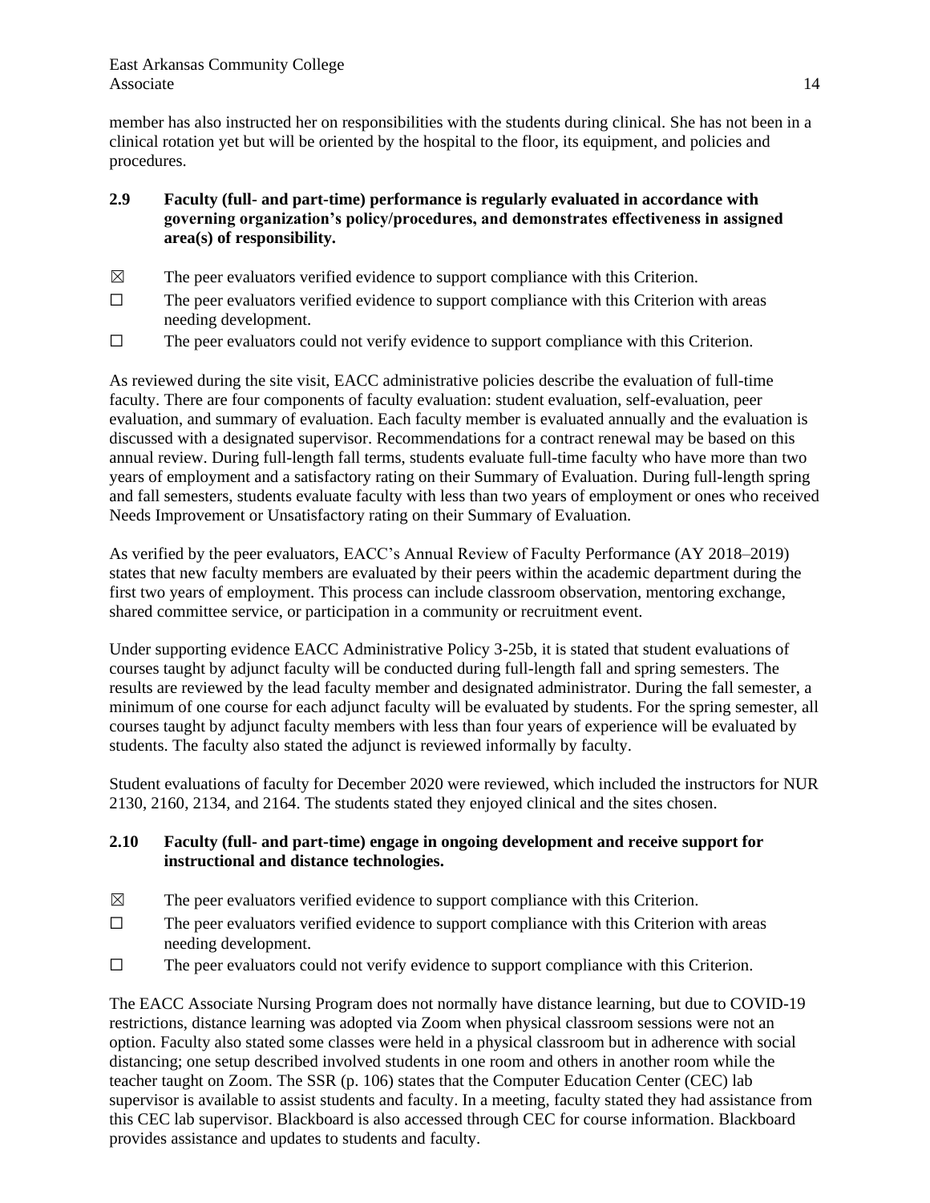member has also instructed her on responsibilities with the students during clinical. She has not been in a clinical rotation yet but will be oriented by the hospital to the floor, its equipment, and policies and procedures.

**2.9 Faculty (full- and part-time) performance is regularly evaluated in accordance with governing organization's policy/procedures, and demonstrates effectiveness in assigned area(s) of responsibility.**

☒ The peer evaluators verified evidence to support compliance with this Criterion.

☐ The peer evaluators verified evidence to support compliance with this Criterion with areas needing development.

☐ The peer evaluators could not verify evidence to support compliance with this Criterion.

As reviewed during the site visit, EACC administrative policies describe the evaluation of full-time faculty. There are four components of faculty evaluation: student evaluation, self-evaluation, peer evaluation, and summary of evaluation. Each faculty member is evaluated annually and the evaluation is discussed with a designated supervisor. Recommendations for a contract renewal may be based on this annual review. During full-length fall terms, students evaluate full-time faculty who have more than two years of employment and a satisfactory rating on their Summary of Evaluation. During full-length spring and fall semesters, students evaluate faculty with less than two years of employment or ones who received Needs Improvement or Unsatisfactory rating on their Summary of Evaluation.

As verified by the peer evaluators, EACC's Annual Review of Faculty Performance (AY 2018–2019) states that new faculty members are evaluated by their peers within the academic department during the first two years of employment. This process can include classroom observation, mentoring exchange, shared committee service, or participation in a community or recruitment event.

Under supporting evidence EACC Administrative Policy 3-25b, it is stated that student evaluations of courses taught by adjunct faculty will be conducted during full-length fall and spring semesters. The results are reviewed by the lead faculty member and designated administrator. During the fall semester, a minimum of one course for each adjunct faculty will be evaluated by students. For the spring semester, all courses taught by adjunct faculty members with less than four years of experience will be evaluated by students. The faculty also stated the adjunct is reviewed informally by faculty.

Student evaluations of faculty for December 2020 were reviewed, which included the instructors for NUR 2130, 2160, 2134, and 2164. The students stated they enjoyed clinical and the sites chosen.

**2.10 Faculty (full- and part-time) engage in ongoing development and receive support for instructional and distance technologies.**

☒ The peer evaluators verified evidence to support compliance with this Criterion.

☐ The peer evaluators verified evidence to support compliance with this Criterion with areas needing development.

☐ The peer evaluators could not verify evidence to support compliance with this Criterion.

The EACC Associate Nursing Program does not normally have distance learning, but due to COVID-19 restrictions, distance learning was adopted via Zoom when physical classroom sessions were not an option. Faculty also stated some classes were held in a physical classroom but in adherence with social distancing; one setup described involved students in one room and others in another room while the teacher taught on Zoom. The SSR (p. 106) states that the Computer Education Center (CEC) lab supervisor is available to assist students and faculty. In a meeting, faculty stated they had assistance from this CEC lab supervisor. Blackboard is also accessed through CEC for course information. Blackboard provides assistance and updates to students and faculty.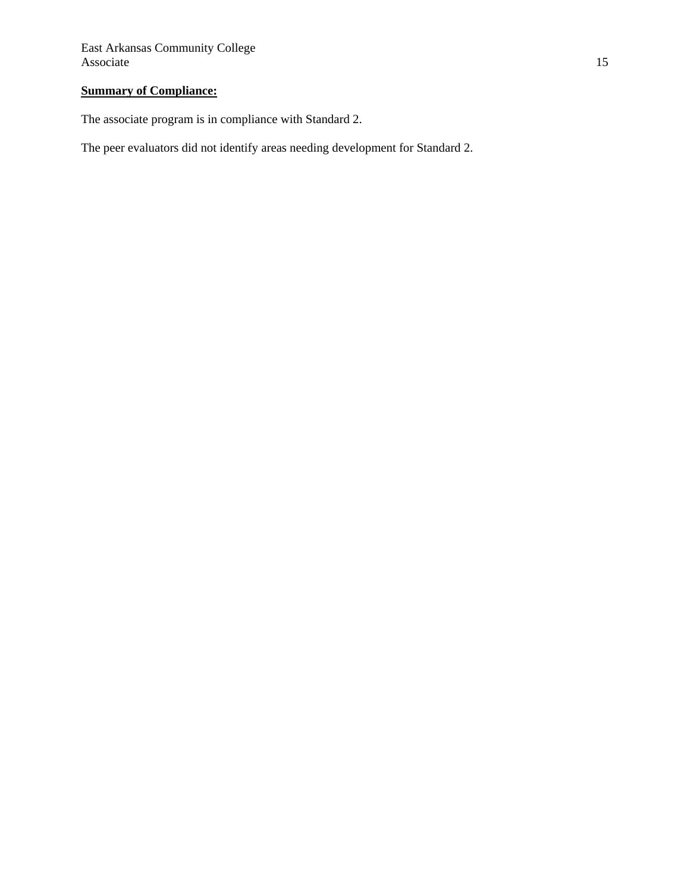**Summary of Compliance:**

The associate program is in compliance with Standard 2.

The peer evaluators did not identify areas needing development for Standard 2.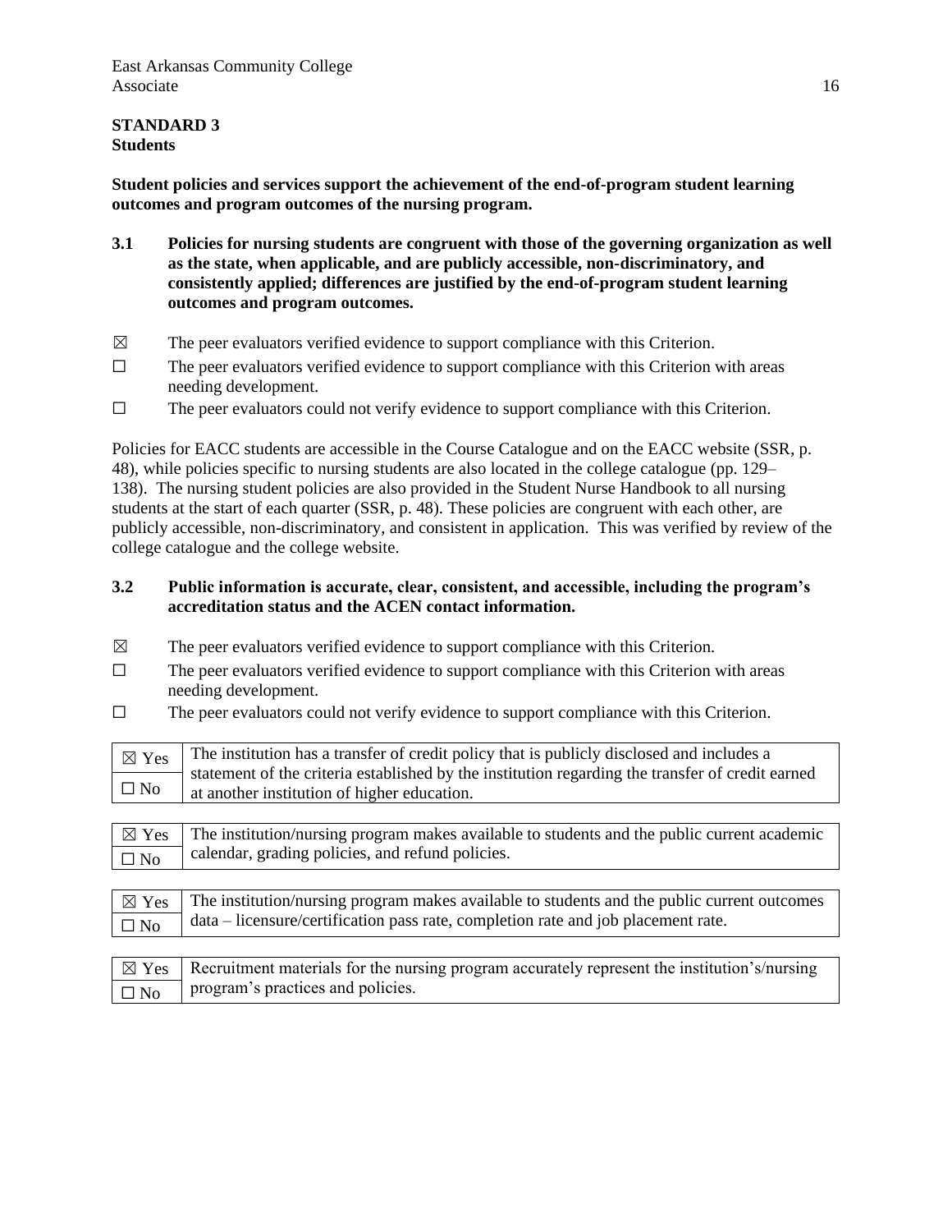**STANDARD 3**
**Students**

**Student policies and services support the achievement of the end-of-program student learning outcomes and program outcomes of the nursing program.**

**3.1 Policies for nursing students are congruent with those of the governing organization as well as the state, when applicable, and are publicly accessible, non-discriminatory, and consistently applied; differences are justified by the end-of-program student learning outcomes and program outcomes.**

☒ The peer evaluators verified evidence to support compliance with this Criterion.
☐ The peer evaluators verified evidence to support compliance with this Criterion with areas needing development.
☐ The peer evaluators could not verify evidence to support compliance with this Criterion.

Policies for EACC students are accessible in the Course Catalogue and on the EACC website (SSR, p. 48), while policies specific to nursing students are also located in the college catalogue (pp. 129–138). The nursing student policies are also provided in the Student Nurse Handbook to all nursing students at the start of each quarter (SSR, p. 48). These policies are congruent with each other, are publicly accessible, non-discriminatory, and consistent in application. This was verified by review of the college catalogue and the college website.

**3.2 Public information is accurate, clear, consistent, and accessible, including the program's accreditation status and the ACEN contact information.**

☒ The peer evaluators verified evidence to support compliance with this Criterion.
☐ The peer evaluators verified evidence to support compliance with this Criterion with areas needing development.
☐ The peer evaluators could not verify evidence to support compliance with this Criterion.

| | |
|---|---|
| ☒ Yes<br>☐ No | The institution has a transfer of credit policy that is publicly disclosed and includes a statement of the criteria established by the institution regarding the transfer of credit earned at another institution of higher education. |

| | |
|---|---|
| ☒ Yes<br>☐ No | The institution/nursing program makes available to students and the public current academic calendar, grading policies, and refund policies. |

| | |
|---|---|
| ☒ Yes<br>☐ No | The institution/nursing program makes available to students and the public current outcomes data – licensure/certification pass rate, completion rate and job placement rate. |

| | |
|---|---|
| ☒ Yes<br>☐ No | Recruitment materials for the nursing program accurately represent the institution's/nursing program's practices and policies. |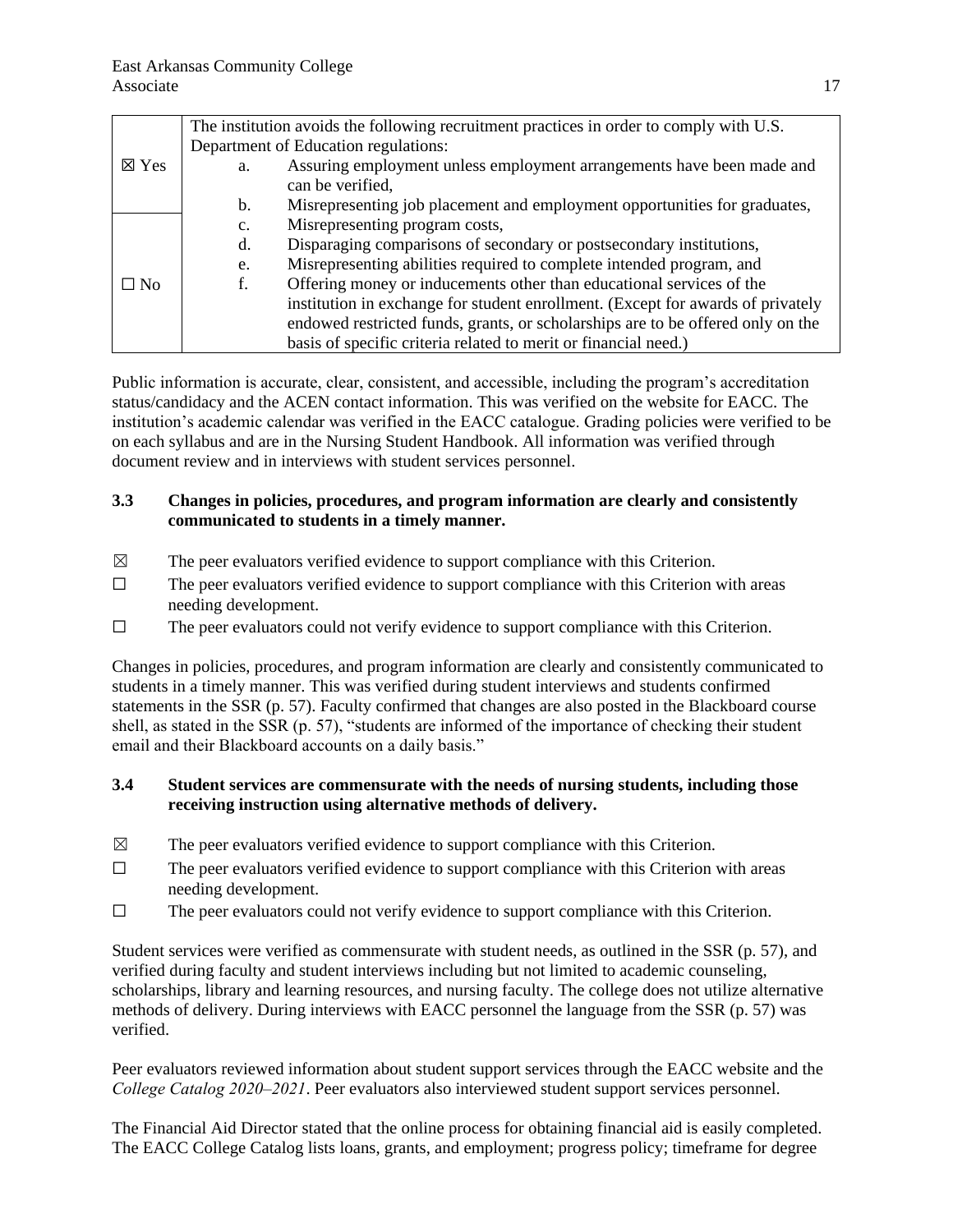| ☒ Yes<br><br>☐ No | The institution avoids the following recruitment practices in order to comply with U.S. Department of Education regulations:<br>a. Assuring employment unless employment arrangements have been made and can be verified,<br>b. Misrepresenting job placement and employment opportunities for graduates,<br>c. Misrepresenting program costs,<br>d. Disparaging comparisons of secondary or postsecondary institutions,<br>e. Misrepresenting abilities required to complete intended program, and<br>f. Offering money or inducements other than educational services of the institution in exchange for student enrollment. (Except for awards of privately endowed restricted funds, grants, or scholarships are to be offered only on the basis of specific criteria related to merit or financial need.) |
|---|---|

Public information is accurate, clear, consistent, and accessible, including the program's accreditation status/candidacy and the ACEN contact information. This was verified on the website for EACC. The institution's academic calendar was verified in the EACC catalogue. Grading policies were verified to be on each syllabus and are in the Nursing Student Handbook. All information was verified through document review and in interviews with student services personnel.

### 3.3 Changes in policies, procedures, and program information are clearly and consistently communicated to students in a timely manner.

☒ The peer evaluators verified evidence to support compliance with this Criterion.

☐ The peer evaluators verified evidence to support compliance with this Criterion with areas needing development.

☐ The peer evaluators could not verify evidence to support compliance with this Criterion.

Changes in policies, procedures, and program information are clearly and consistently communicated to students in a timely manner. This was verified during student interviews and students confirmed statements in the SSR (p. 57). Faculty confirmed that changes are also posted in the Blackboard course shell, as stated in the SSR (p. 57), "students are informed of the importance of checking their student email and their Blackboard accounts on a daily basis."

### 3.4 Student services are commensurate with the needs of nursing students, including those receiving instruction using alternative methods of delivery.

☒ The peer evaluators verified evidence to support compliance with this Criterion.

☐ The peer evaluators verified evidence to support compliance with this Criterion with areas needing development.

☐ The peer evaluators could not verify evidence to support compliance with this Criterion.

Student services were verified as commensurate with student needs, as outlined in the SSR (p. 57), and verified during faculty and student interviews including but not limited to academic counseling, scholarships, library and learning resources, and nursing faculty. The college does not utilize alternative methods of delivery. During interviews with EACC personnel the language from the SSR (p. 57) was verified.

Peer evaluators reviewed information about student support services through the EACC website and the *College Catalog 2020–2021*. Peer evaluators also interviewed student support services personnel.

The Financial Aid Director stated that the online process for obtaining financial aid is easily completed. The EACC College Catalog lists loans, grants, and employment; progress policy; timeframe for degree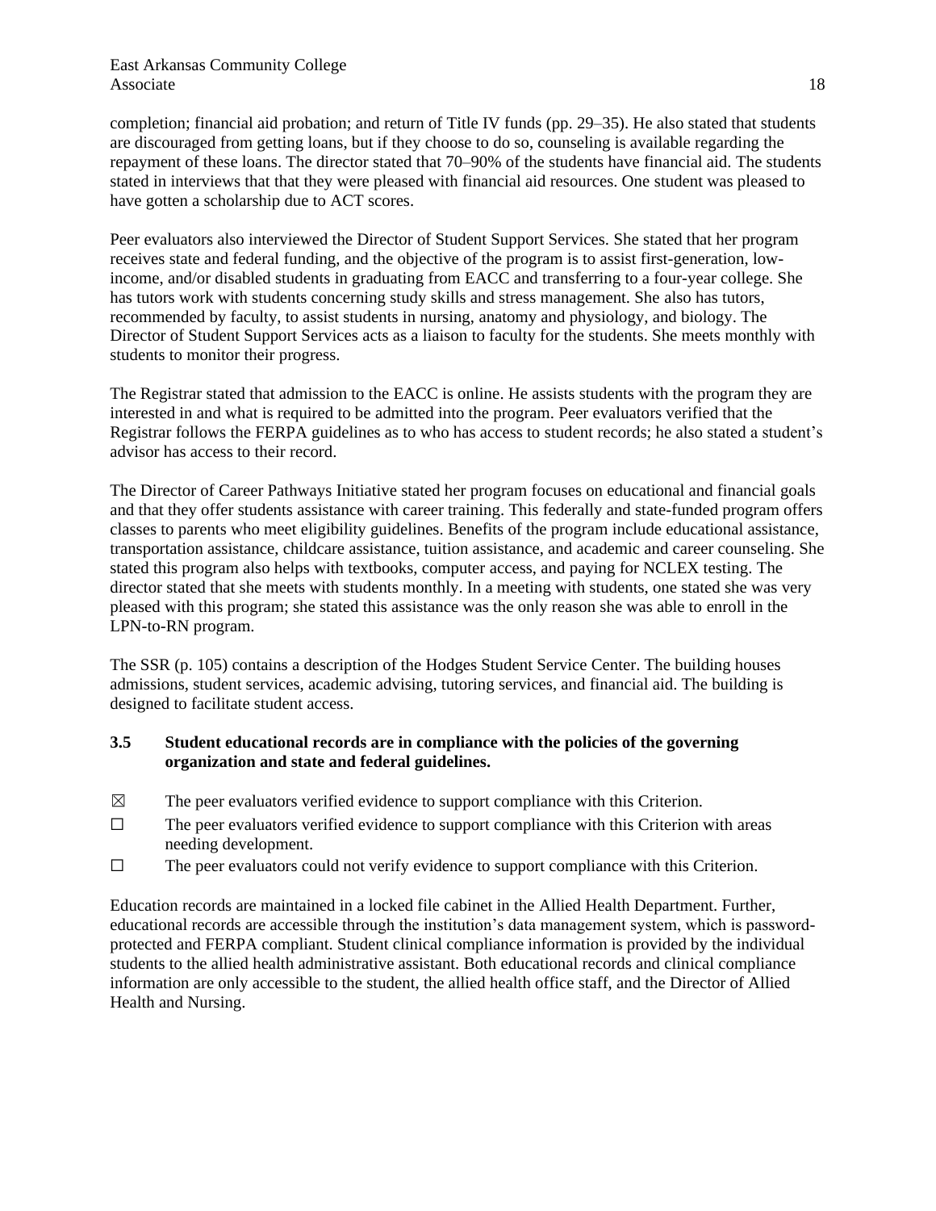completion; financial aid probation; and return of Title IV funds (pp. 29–35). He also stated that students are discouraged from getting loans, but if they choose to do so, counseling is available regarding the repayment of these loans. The director stated that 70–90% of the students have financial aid. The students stated in interviews that that they were pleased with financial aid resources. One student was pleased to have gotten a scholarship due to ACT scores.

Peer evaluators also interviewed the Director of Student Support Services. She stated that her program receives state and federal funding, and the objective of the program is to assist first-generation, low-income, and/or disabled students in graduating from EACC and transferring to a four-year college. She has tutors work with students concerning study skills and stress management. She also has tutors, recommended by faculty, to assist students in nursing, anatomy and physiology, and biology. The Director of Student Support Services acts as a liaison to faculty for the students. She meets monthly with students to monitor their progress.

The Registrar stated that admission to the EACC is online. He assists students with the program they are interested in and what is required to be admitted into the program. Peer evaluators verified that the Registrar follows the FERPA guidelines as to who has access to student records; he also stated a student's advisor has access to their record.

The Director of Career Pathways Initiative stated her program focuses on educational and financial goals and that they offer students assistance with career training. This federally and state-funded program offers classes to parents who meet eligibility guidelines. Benefits of the program include educational assistance, transportation assistance, childcare assistance, tuition assistance, and academic and career counseling. She stated this program also helps with textbooks, computer access, and paying for NCLEX testing. The director stated that she meets with students monthly. In a meeting with students, one stated she was very pleased with this program; she stated this assistance was the only reason she was able to enroll in the LPN-to-RN program.

The SSR (p. 105) contains a description of the Hodges Student Service Center. The building houses admissions, student services, academic advising, tutoring services, and financial aid. The building is designed to facilitate student access.

**3.5 Student educational records are in compliance with the policies of the governing organization and state and federal guidelines.**

☒ The peer evaluators verified evidence to support compliance with this Criterion.

☐ The peer evaluators verified evidence to support compliance with this Criterion with areas needing development.

☐ The peer evaluators could not verify evidence to support compliance with this Criterion.

Education records are maintained in a locked file cabinet in the Allied Health Department. Further, educational records are accessible through the institution's data management system, which is password-protected and FERPA compliant. Student clinical compliance information is provided by the individual students to the allied health administrative assistant. Both educational records and clinical compliance information are only accessible to the student, the allied health office staff, and the Director of Allied Health and Nursing.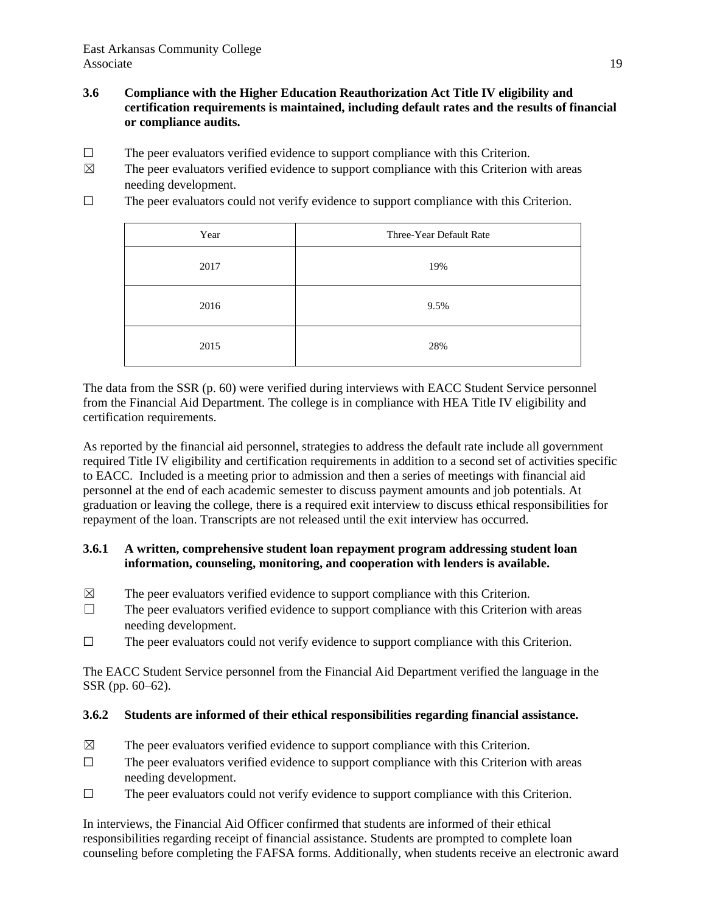**3.6 Compliance with the Higher Education Reauthorization Act Title IV eligibility and certification requirements is maintained, including default rates and the results of financial or compliance audits.**

☐ The peer evaluators verified evidence to support compliance with this Criterion.

☒ The peer evaluators verified evidence to support compliance with this Criterion with areas needing development.

☐ The peer evaluators could not verify evidence to support compliance with this Criterion.

| Year | Three-Year Default Rate |
|---|---|
| 2017 | 19% |
| 2016 | 9.5% |
| 2015 | 28% |

The data from the SSR (p. 60) were verified during interviews with EACC Student Service personnel from the Financial Aid Department. The college is in compliance with HEA Title IV eligibility and certification requirements.

As reported by the financial aid personnel, strategies to address the default rate include all government required Title IV eligibility and certification requirements in addition to a second set of activities specific to EACC. Included is a meeting prior to admission and then a series of meetings with financial aid personnel at the end of each academic semester to discuss payment amounts and job potentials. At graduation or leaving the college, there is a required exit interview to discuss ethical responsibilities for repayment of the loan. Transcripts are not released until the exit interview has occurred.

**3.6.1 A written, comprehensive student loan repayment program addressing student loan information, counseling, monitoring, and cooperation with lenders is available.**

☒ The peer evaluators verified evidence to support compliance with this Criterion.

☐ The peer evaluators verified evidence to support compliance with this Criterion with areas needing development.

☐ The peer evaluators could not verify evidence to support compliance with this Criterion.

The EACC Student Service personnel from the Financial Aid Department verified the language in the SSR (pp. 60–62).

**3.6.2 Students are informed of their ethical responsibilities regarding financial assistance.**

☒ The peer evaluators verified evidence to support compliance with this Criterion.

☐ The peer evaluators verified evidence to support compliance with this Criterion with areas needing development.

☐ The peer evaluators could not verify evidence to support compliance with this Criterion.

In interviews, the Financial Aid Officer confirmed that students are informed of their ethical responsibilities regarding receipt of financial assistance. Students are prompted to complete loan counseling before completing the FAFSA forms. Additionally, when students receive an electronic award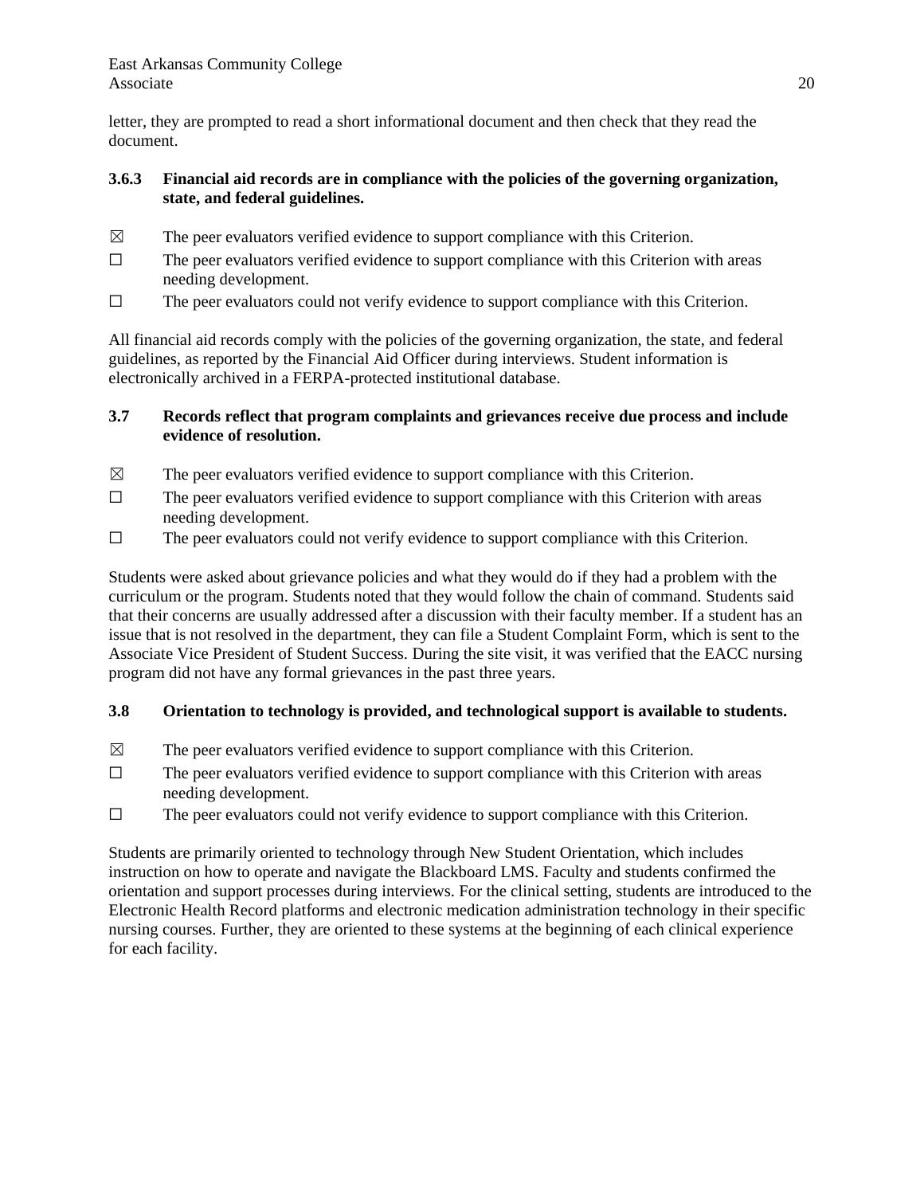letter, they are prompted to read a short informational document and then check that they read the document.

**3.6.3 Financial aid records are in compliance with the policies of the governing organization, state, and federal guidelines.**

☒ The peer evaluators verified evidence to support compliance with this Criterion.

☐ The peer evaluators verified evidence to support compliance with this Criterion with areas needing development.

☐ The peer evaluators could not verify evidence to support compliance with this Criterion.

All financial aid records comply with the policies of the governing organization, the state, and federal guidelines, as reported by the Financial Aid Officer during interviews. Student information is electronically archived in a FERPA-protected institutional database.

**3.7 Records reflect that program complaints and grievances receive due process and include evidence of resolution.**

☒ The peer evaluators verified evidence to support compliance with this Criterion.

☐ The peer evaluators verified evidence to support compliance with this Criterion with areas needing development.

☐ The peer evaluators could not verify evidence to support compliance with this Criterion.

Students were asked about grievance policies and what they would do if they had a problem with the curriculum or the program. Students noted that they would follow the chain of command. Students said that their concerns are usually addressed after a discussion with their faculty member. If a student has an issue that is not resolved in the department, they can file a Student Complaint Form, which is sent to the Associate Vice President of Student Success. During the site visit, it was verified that the EACC nursing program did not have any formal grievances in the past three years.

**3.8 Orientation to technology is provided, and technological support is available to students.**

☒ The peer evaluators verified evidence to support compliance with this Criterion.

☐ The peer evaluators verified evidence to support compliance with this Criterion with areas needing development.

☐ The peer evaluators could not verify evidence to support compliance with this Criterion.

Students are primarily oriented to technology through New Student Orientation, which includes instruction on how to operate and navigate the Blackboard LMS. Faculty and students confirmed the orientation and support processes during interviews. For the clinical setting, students are introduced to the Electronic Health Record platforms and electronic medication administration technology in their specific nursing courses. Further, they are oriented to these systems at the beginning of each clinical experience for each facility.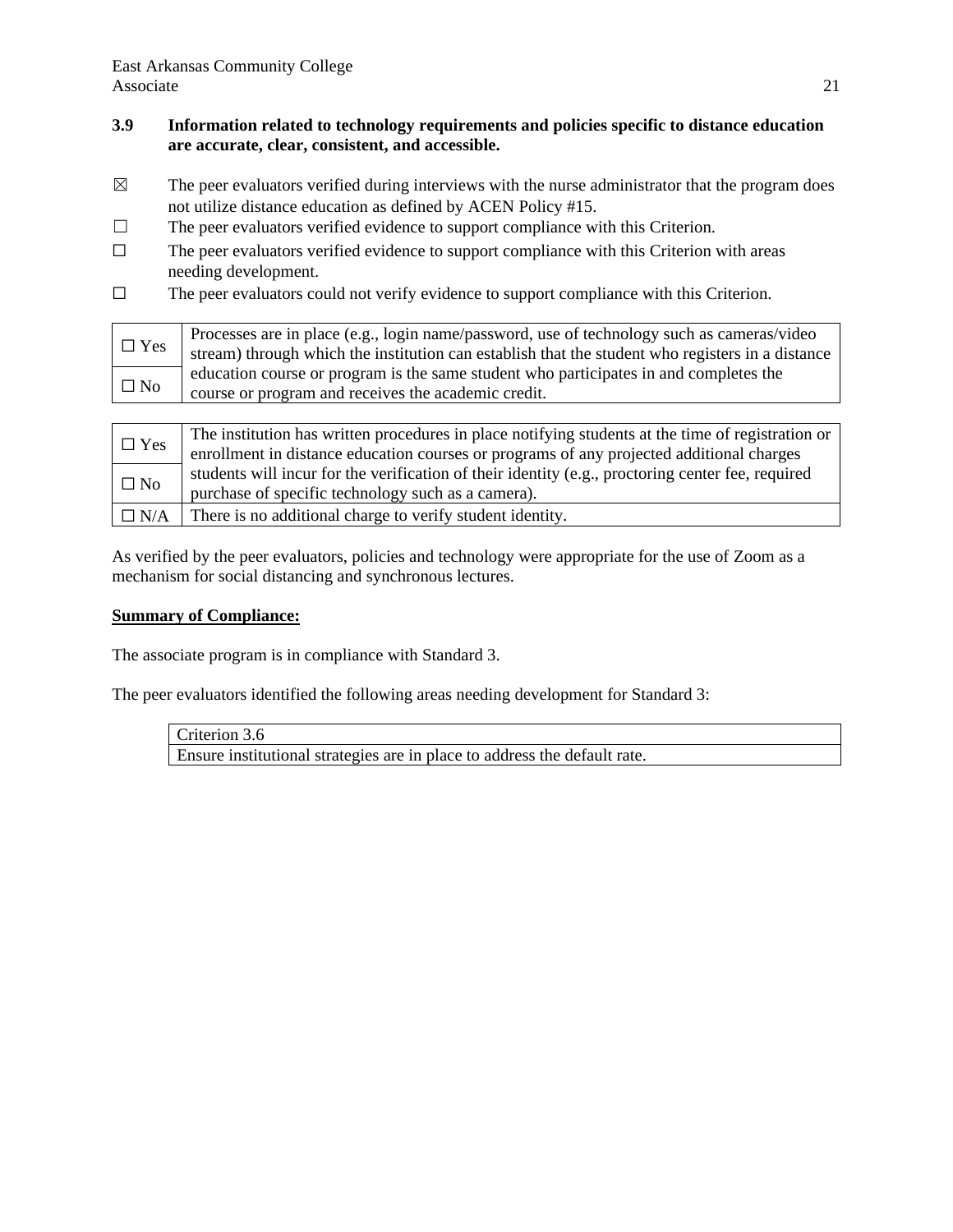**3.9 Information related to technology requirements and policies specific to distance education are accurate, clear, consistent, and accessible.**

☒ The peer evaluators verified during interviews with the nurse administrator that the program does not utilize distance education as defined by ACEN Policy #15.

☐ The peer evaluators verified evidence to support compliance with this Criterion.

☐ The peer evaluators verified evidence to support compliance with this Criterion with areas needing development.

☐ The peer evaluators could not verify evidence to support compliance with this Criterion.

| | |
|---|---|
| ☐ Yes | Processes are in place (e.g., login name/password, use of technology such as cameras/video stream) through which the institution can establish that the student who registers in a distance education course or program is the same student who participates in and completes the course or program and receives the academic credit. |
| ☐ No | |

| | |
|---|---|
| ☐ Yes | The institution has written procedures in place notifying students at the time of registration or enrollment in distance education courses or programs of any projected additional charges students will incur for the verification of their identity (e.g., proctoring center fee, required purchase of specific technology such as a camera). |
| ☐ No | |
| ☐ N/A | There is no additional charge to verify student identity. |

As verified by the peer evaluators, policies and technology were appropriate for the use of Zoom as a mechanism for social distancing and synchronous lectures.

**Summary of Compliance:**

The associate program is in compliance with Standard 3.

The peer evaluators identified the following areas needing development for Standard 3:

| Criterion 3.6 |
|---|
| Ensure institutional strategies are in place to address the default rate. |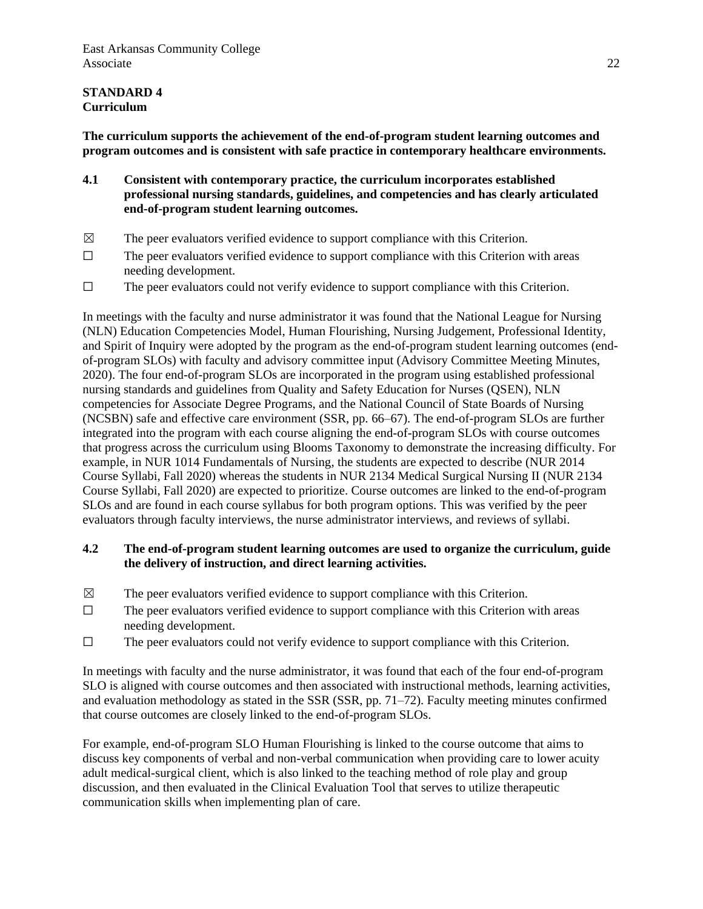**STANDARD 4**
**Curriculum**

**The curriculum supports the achievement of the end-of-program student learning outcomes and program outcomes and is consistent with safe practice in contemporary healthcare environments.**

**4.1 Consistent with contemporary practice, the curriculum incorporates established professional nursing standards, guidelines, and competencies and has clearly articulated end-of-program student learning outcomes.**

☒ The peer evaluators verified evidence to support compliance with this Criterion.

☐ The peer evaluators verified evidence to support compliance with this Criterion with areas needing development.

☐ The peer evaluators could not verify evidence to support compliance with this Criterion.

In meetings with the faculty and nurse administrator it was found that the National League for Nursing (NLN) Education Competencies Model, Human Flourishing, Nursing Judgement, Professional Identity, and Spirit of Inquiry were adopted by the program as the end-of-program student learning outcomes (end-of-program SLOs) with faculty and advisory committee input (Advisory Committee Meeting Minutes, 2020). The four end-of-program SLOs are incorporated in the program using established professional nursing standards and guidelines from Quality and Safety Education for Nurses (QSEN), NLN competencies for Associate Degree Programs, and the National Council of State Boards of Nursing (NCSBN) safe and effective care environment (SSR, pp. 66–67). The end-of-program SLOs are further integrated into the program with each course aligning the end-of-program SLOs with course outcomes that progress across the curriculum using Blooms Taxonomy to demonstrate the increasing difficulty. For example, in NUR 1014 Fundamentals of Nursing, the students are expected to describe (NUR 2014 Course Syllabi, Fall 2020) whereas the students in NUR 2134 Medical Surgical Nursing II (NUR 2134 Course Syllabi, Fall 2020) are expected to prioritize. Course outcomes are linked to the end-of-program SLOs and are found in each course syllabus for both program options. This was verified by the peer evaluators through faculty interviews, the nurse administrator interviews, and reviews of syllabi.

**4.2 The end-of-program student learning outcomes are used to organize the curriculum, guide the delivery of instruction, and direct learning activities.**

☒ The peer evaluators verified evidence to support compliance with this Criterion.

☐ The peer evaluators verified evidence to support compliance with this Criterion with areas needing development.

☐ The peer evaluators could not verify evidence to support compliance with this Criterion.

In meetings with faculty and the nurse administrator, it was found that each of the four end-of-program SLO is aligned with course outcomes and then associated with instructional methods, learning activities, and evaluation methodology as stated in the SSR (SSR, pp. 71–72). Faculty meeting minutes confirmed that course outcomes are closely linked to the end-of-program SLOs.

For example, end-of-program SLO Human Flourishing is linked to the course outcome that aims to discuss key components of verbal and non-verbal communication when providing care to lower acuity adult medical-surgical client, which is also linked to the teaching method of role play and group discussion, and then evaluated in the Clinical Evaluation Tool that serves to utilize therapeutic communication skills when implementing plan of care.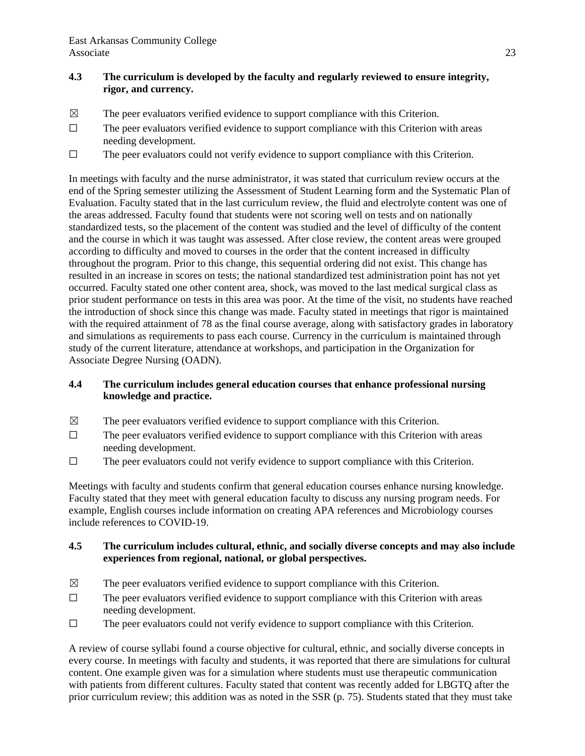**4.3 The curriculum is developed by the faculty and regularly reviewed to ensure integrity, rigor, and currency.**

☒ The peer evaluators verified evidence to support compliance with this Criterion.
☐ The peer evaluators verified evidence to support compliance with this Criterion with areas needing development.
☐ The peer evaluators could not verify evidence to support compliance with this Criterion.

In meetings with faculty and the nurse administrator, it was stated that curriculum review occurs at the end of the Spring semester utilizing the Assessment of Student Learning form and the Systematic Plan of Evaluation. Faculty stated that in the last curriculum review, the fluid and electrolyte content was one of the areas addressed. Faculty found that students were not scoring well on tests and on nationally standardized tests, so the placement of the content was studied and the level of difficulty of the content and the course in which it was taught was assessed. After close review, the content areas were grouped according to difficulty and moved to courses in the order that the content increased in difficulty throughout the program. Prior to this change, this sequential ordering did not exist. This change has resulted in an increase in scores on tests; the national standardized test administration point has not yet occurred. Faculty stated one other content area, shock, was moved to the last medical surgical class as prior student performance on tests in this area was poor. At the time of the visit, no students have reached the introduction of shock since this change was made. Faculty stated in meetings that rigor is maintained with the required attainment of 78 as the final course average, along with satisfactory grades in laboratory and simulations as requirements to pass each course. Currency in the curriculum is maintained through study of the current literature, attendance at workshops, and participation in the Organization for Associate Degree Nursing (OADN).

**4.4 The curriculum includes general education courses that enhance professional nursing knowledge and practice.**

☒ The peer evaluators verified evidence to support compliance with this Criterion.
☐ The peer evaluators verified evidence to support compliance with this Criterion with areas needing development.
☐ The peer evaluators could not verify evidence to support compliance with this Criterion.

Meetings with faculty and students confirm that general education courses enhance nursing knowledge. Faculty stated that they meet with general education faculty to discuss any nursing program needs. For example, English courses include information on creating APA references and Microbiology courses include references to COVID-19.

**4.5 The curriculum includes cultural, ethnic, and socially diverse concepts and may also include experiences from regional, national, or global perspectives.**

☒ The peer evaluators verified evidence to support compliance with this Criterion.
☐ The peer evaluators verified evidence to support compliance with this Criterion with areas needing development.
☐ The peer evaluators could not verify evidence to support compliance with this Criterion.

A review of course syllabi found a course objective for cultural, ethnic, and socially diverse concepts in every course. In meetings with faculty and students, it was reported that there are simulations for cultural content. One example given was for a simulation where students must use therapeutic communication with patients from different cultures. Faculty stated that content was recently added for LBGTQ after the prior curriculum review; this addition was as noted in the SSR (p. 75). Students stated that they must take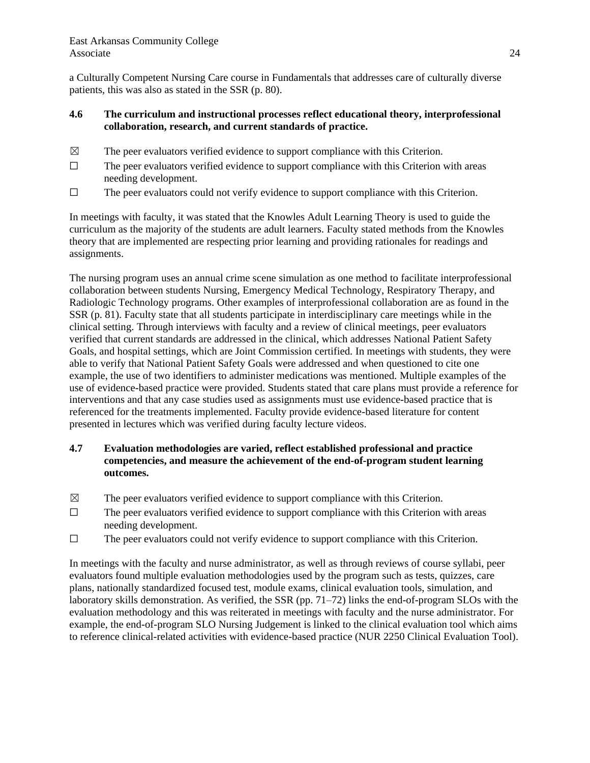a Culturally Competent Nursing Care course in Fundamentals that addresses care of culturally diverse patients, this was also as stated in the SSR (p. 80).

**4.6 The curriculum and instructional processes reflect educational theory, interprofessional collaboration, research, and current standards of practice.**

☒ The peer evaluators verified evidence to support compliance with this Criterion.
☐ The peer evaluators verified evidence to support compliance with this Criterion with areas needing development.
☐ The peer evaluators could not verify evidence to support compliance with this Criterion.

In meetings with faculty, it was stated that the Knowles Adult Learning Theory is used to guide the curriculum as the majority of the students are adult learners. Faculty stated methods from the Knowles theory that are implemented are respecting prior learning and providing rationales for readings and assignments.

The nursing program uses an annual crime scene simulation as one method to facilitate interprofessional collaboration between students Nursing, Emergency Medical Technology, Respiratory Therapy, and Radiologic Technology programs. Other examples of interprofessional collaboration are as found in the SSR (p. 81). Faculty state that all students participate in interdisciplinary care meetings while in the clinical setting. Through interviews with faculty and a review of clinical meetings, peer evaluators verified that current standards are addressed in the clinical, which addresses National Patient Safety Goals, and hospital settings, which are Joint Commission certified. In meetings with students, they were able to verify that National Patient Safety Goals were addressed and when questioned to cite one example, the use of two identifiers to administer medications was mentioned. Multiple examples of the use of evidence-based practice were provided. Students stated that care plans must provide a reference for interventions and that any case studies used as assignments must use evidence-based practice that is referenced for the treatments implemented. Faculty provide evidence-based literature for content presented in lectures which was verified during faculty lecture videos.

**4.7 Evaluation methodologies are varied, reflect established professional and practice competencies, and measure the achievement of the end-of-program student learning outcomes.**

☒ The peer evaluators verified evidence to support compliance with this Criterion.
☐ The peer evaluators verified evidence to support compliance with this Criterion with areas needing development.
☐ The peer evaluators could not verify evidence to support compliance with this Criterion.

In meetings with the faculty and nurse administrator, as well as through reviews of course syllabi, peer evaluators found multiple evaluation methodologies used by the program such as tests, quizzes, care plans, nationally standardized focused test, module exams, clinical evaluation tools, simulation, and laboratory skills demonstration. As verified, the SSR (pp. 71–72) links the end-of-program SLOs with the evaluation methodology and this was reiterated in meetings with faculty and the nurse administrator. For example, the end-of-program SLO Nursing Judgement is linked to the clinical evaluation tool which aims to reference clinical-related activities with evidence-based practice (NUR 2250 Clinical Evaluation Tool).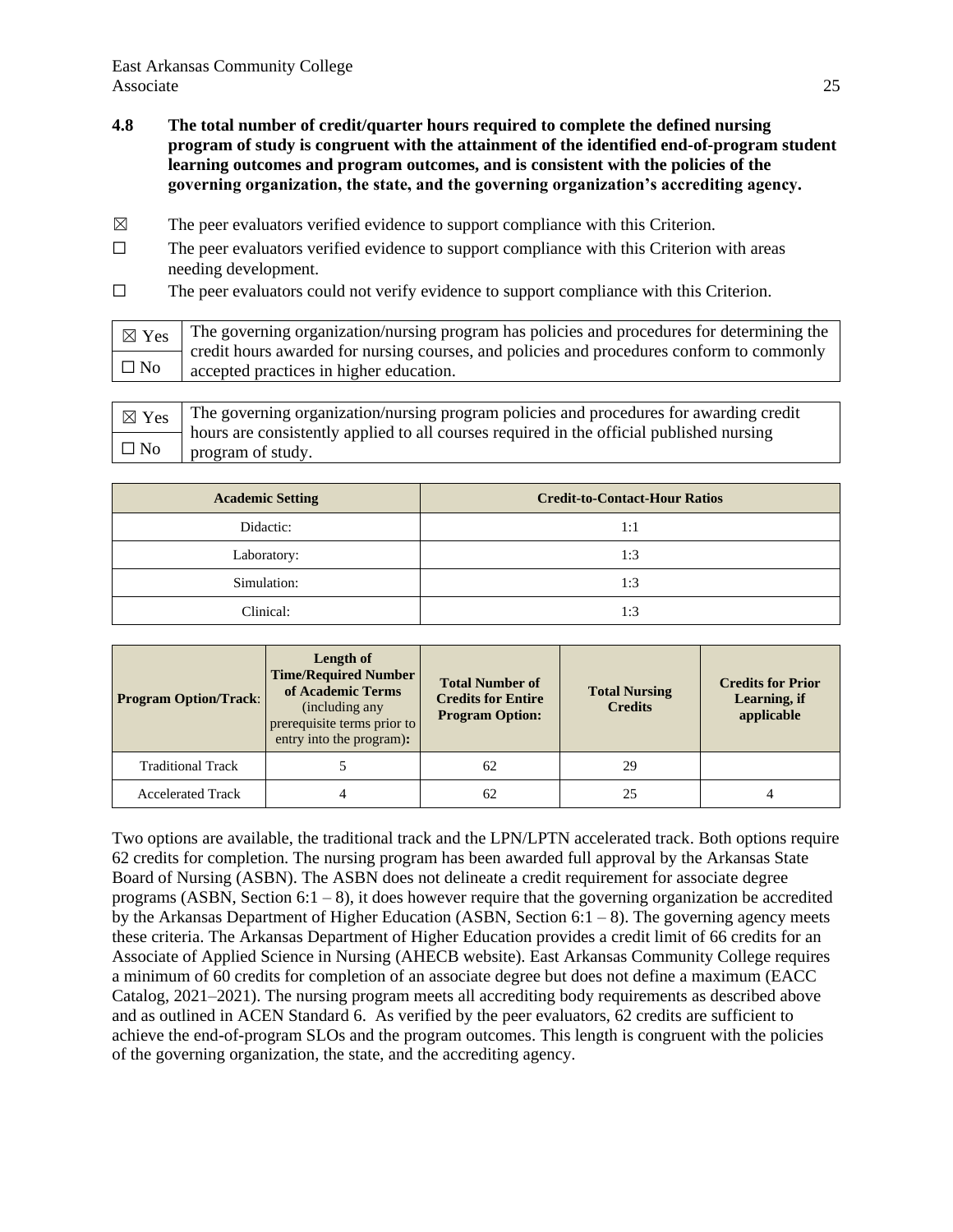**4.8 The total number of credit/quarter hours required to complete the defined nursing program of study is congruent with the attainment of the identified end-of-program student learning outcomes and program outcomes, and is consistent with the policies of the governing organization, the state, and the governing organization's accrediting agency.**

☒ The peer evaluators verified evidence to support compliance with this Criterion.

☐ The peer evaluators verified evidence to support compliance with this Criterion with areas needing development.

☐ The peer evaluators could not verify evidence to support compliance with this Criterion.

| | |
|---|---|
| ☒ Yes | The governing organization/nursing program has policies and procedures for determining the credit hours awarded for nursing courses, and policies and procedures conform to commonly accepted practices in higher education. |
| ☐ No | |

| | |
|---|---|
| ☒ Yes | The governing organization/nursing program policies and procedures for awarding credit hours are consistently applied to all courses required in the official published nursing program of study. |
| ☐ No | |

| Academic Setting | Credit-to-Contact-Hour Ratios |
|---|---|
| Didactic: | 1:1 |
| Laboratory: | 1:3 |
| Simulation: | 1:3 |
| Clinical: | 1:3 |

| Program Option/Track: | Length of Time/Required Number of Academic Terms (including any prerequisite terms prior to entry into the program): | Total Number of Credits for Entire Program Option: | Total Nursing Credits | Credits for Prior Learning, if applicable |
|---|---|---|---|---|
| Traditional Track | 5 | 62 | 29 | |
| Accelerated Track | 4 | 62 | 25 | 4 |

Two options are available, the traditional track and the LPN/LPTN accelerated track. Both options require 62 credits for completion. The nursing program has been awarded full approval by the Arkansas State Board of Nursing (ASBN). The ASBN does not delineate a credit requirement for associate degree programs (ASBN, Section 6:1 – 8), it does however require that the governing organization be accredited by the Arkansas Department of Higher Education (ASBN, Section 6:1 – 8). The governing agency meets these criteria. The Arkansas Department of Higher Education provides a credit limit of 66 credits for an Associate of Applied Science in Nursing (AHECB website). East Arkansas Community College requires a minimum of 60 credits for completion of an associate degree but does not define a maximum (EACC Catalog, 2021–2021). The nursing program meets all accrediting body requirements as described above and as outlined in ACEN Standard 6. As verified by the peer evaluators, 62 credits are sufficient to achieve the end-of-program SLOs and the program outcomes. This length is congruent with the policies of the governing organization, the state, and the accrediting agency.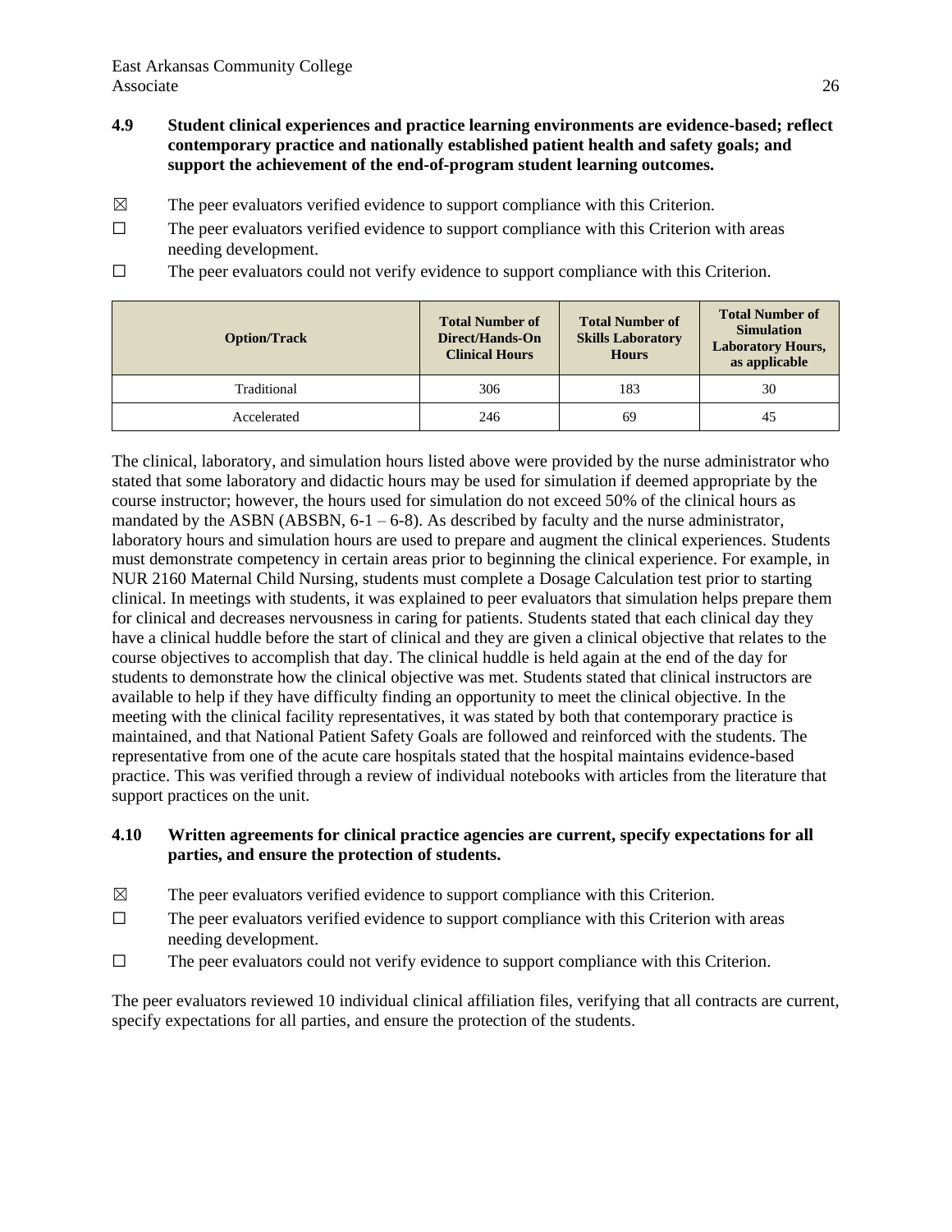**4.9 Student clinical experiences and practice learning environments are evidence-based; reflect contemporary practice and nationally established patient health and safety goals; and support the achievement of the end-of-program student learning outcomes.**

☒ The peer evaluators verified evidence to support compliance with this Criterion.

☐ The peer evaluators verified evidence to support compliance with this Criterion with areas needing development.

☐ The peer evaluators could not verify evidence to support compliance with this Criterion.

| Option/Track | Total Number of Direct/Hands-On Clinical Hours | Total Number of Skills Laboratory Hours | Total Number of Simulation Laboratory Hours, as applicable |
|---|---|---|---|
| Traditional | 306 | 183 | 30 |
| Accelerated | 246 | 69 | 45 |

The clinical, laboratory, and simulation hours listed above were provided by the nurse administrator who stated that some laboratory and didactic hours may be used for simulation if deemed appropriate by the course instructor; however, the hours used for simulation do not exceed 50% of the clinical hours as mandated by the ASBN (ABSBN, 6-1 – 6-8). As described by faculty and the nurse administrator, laboratory hours and simulation hours are used to prepare and augment the clinical experiences. Students must demonstrate competency in certain areas prior to beginning the clinical experience. For example, in NUR 2160 Maternal Child Nursing, students must complete a Dosage Calculation test prior to starting clinical. In meetings with students, it was explained to peer evaluators that simulation helps prepare them for clinical and decreases nervousness in caring for patients. Students stated that each clinical day they have a clinical huddle before the start of clinical and they are given a clinical objective that relates to the course objectives to accomplish that day. The clinical huddle is held again at the end of the day for students to demonstrate how the clinical objective was met. Students stated that clinical instructors are available to help if they have difficulty finding an opportunity to meet the clinical objective. In the meeting with the clinical facility representatives, it was stated by both that contemporary practice is maintained, and that National Patient Safety Goals are followed and reinforced with the students. The representative from one of the acute care hospitals stated that the hospital maintains evidence-based practice. This was verified through a review of individual notebooks with articles from the literature that support practices on the unit.

**4.10 Written agreements for clinical practice agencies are current, specify expectations for all parties, and ensure the protection of students.**

☒ The peer evaluators verified evidence to support compliance with this Criterion.

☐ The peer evaluators verified evidence to support compliance with this Criterion with areas needing development.

☐ The peer evaluators could not verify evidence to support compliance with this Criterion.

The peer evaluators reviewed 10 individual clinical affiliation files, verifying that all contracts are current, specify expectations for all parties, and ensure the protection of the students.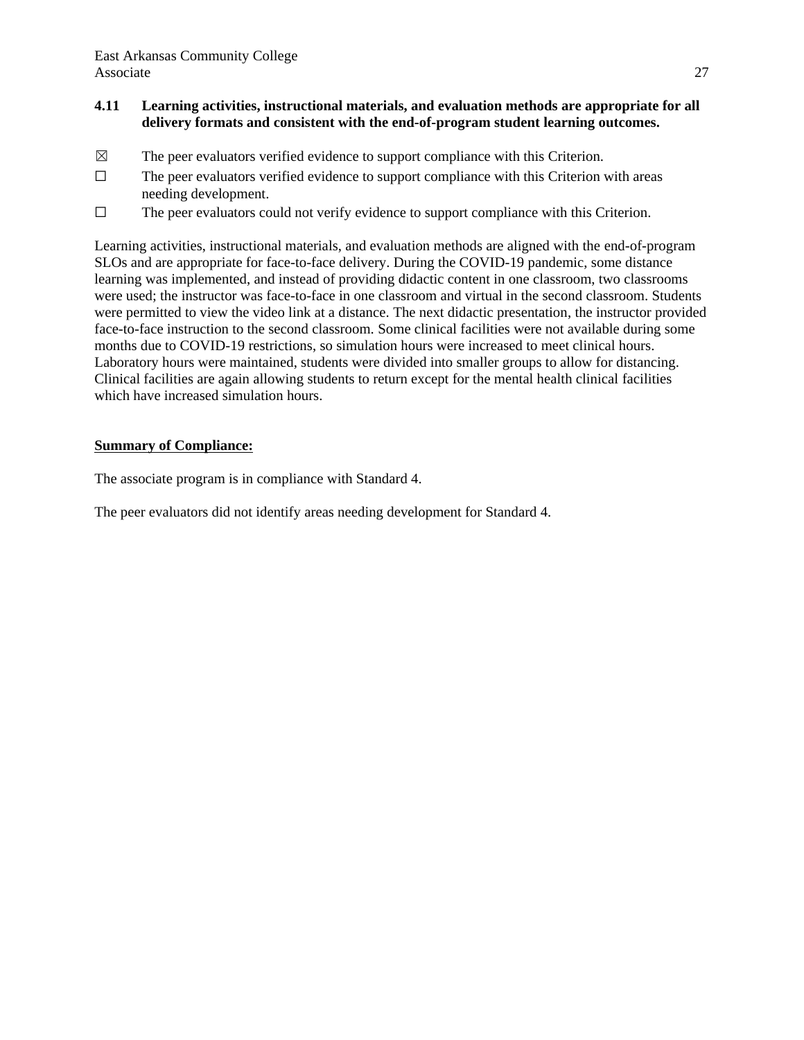**4.11 Learning activities, instructional materials, and evaluation methods are appropriate for all delivery formats and consistent with the end-of-program student learning outcomes.**

☒ The peer evaluators verified evidence to support compliance with this Criterion.

☐ The peer evaluators verified evidence to support compliance with this Criterion with areas needing development.

☐ The peer evaluators could not verify evidence to support compliance with this Criterion.

Learning activities, instructional materials, and evaluation methods are aligned with the end-of-program SLOs and are appropriate for face-to-face delivery. During the COVID-19 pandemic, some distance learning was implemented, and instead of providing didactic content in one classroom, two classrooms were used; the instructor was face-to-face in one classroom and virtual in the second classroom. Students were permitted to view the video link at a distance. The next didactic presentation, the instructor provided face-to-face instruction to the second classroom. Some clinical facilities were not available during some months due to COVID-19 restrictions, so simulation hours were increased to meet clinical hours. Laboratory hours were maintained, students were divided into smaller groups to allow for distancing. Clinical facilities are again allowing students to return except for the mental health clinical facilities which have increased simulation hours.

**Summary of Compliance:**

The associate program is in compliance with Standard 4.

The peer evaluators did not identify areas needing development for Standard 4.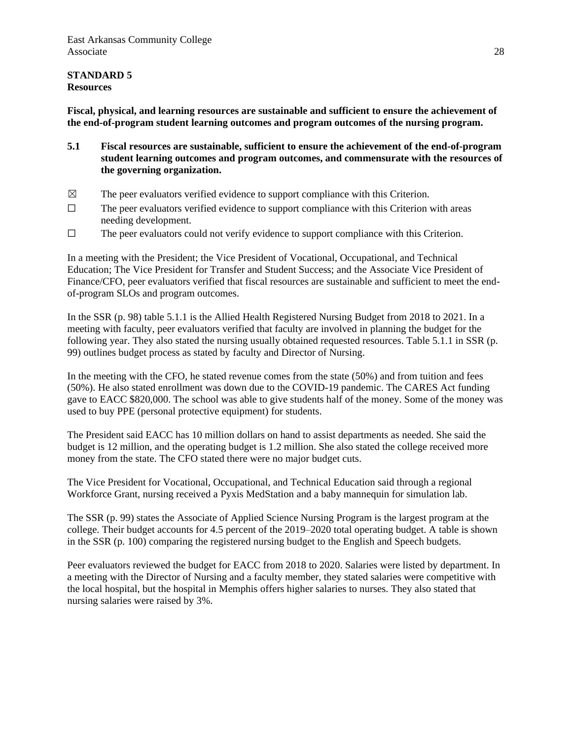**STANDARD 5**
**Resources**

**Fiscal, physical, and learning resources are sustainable and sufficient to ensure the achievement of the end-of-program student learning outcomes and program outcomes of the nursing program.**

**5.1 Fiscal resources are sustainable, sufficient to ensure the achievement of the end-of-program student learning outcomes and program outcomes, and commensurate with the resources of the governing organization.**

☒ The peer evaluators verified evidence to support compliance with this Criterion.

☐ The peer evaluators verified evidence to support compliance with this Criterion with areas needing development.

☐ The peer evaluators could not verify evidence to support compliance with this Criterion.

In a meeting with the President; the Vice President of Vocational, Occupational, and Technical Education; The Vice President for Transfer and Student Success; and the Associate Vice President of Finance/CFO, peer evaluators verified that fiscal resources are sustainable and sufficient to meet the end-of-program SLOs and program outcomes.

In the SSR (p. 98) table 5.1.1 is the Allied Health Registered Nursing Budget from 2018 to 2021. In a meeting with faculty, peer evaluators verified that faculty are involved in planning the budget for the following year. They also stated the nursing usually obtained requested resources. Table 5.1.1 in SSR (p. 99) outlines budget process as stated by faculty and Director of Nursing.

In the meeting with the CFO, he stated revenue comes from the state (50%) and from tuition and fees (50%). He also stated enrollment was down due to the COVID-19 pandemic. The CARES Act funding gave to EACC $820,000. The school was able to give students half of the money. Some of the money was used to buy PPE (personal protective equipment) for students.

The President said EACC has 10 million dollars on hand to assist departments as needed. She said the budget is 12 million, and the operating budget is 1.2 million. She also stated the college received more money from the state. The CFO stated there were no major budget cuts.

The Vice President for Vocational, Occupational, and Technical Education said through a regional Workforce Grant, nursing received a Pyxis MedStation and a baby mannequin for simulation lab.

The SSR (p. 99) states the Associate of Applied Science Nursing Program is the largest program at the college. Their budget accounts for 4.5 percent of the 2019–2020 total operating budget. A table is shown in the SSR (p. 100) comparing the registered nursing budget to the English and Speech budgets.

Peer evaluators reviewed the budget for EACC from 2018 to 2020. Salaries were listed by department. In a meeting with the Director of Nursing and a faculty member, they stated salaries were competitive with the local hospital, but the hospital in Memphis offers higher salaries to nurses. They also stated that nursing salaries were raised by 3%.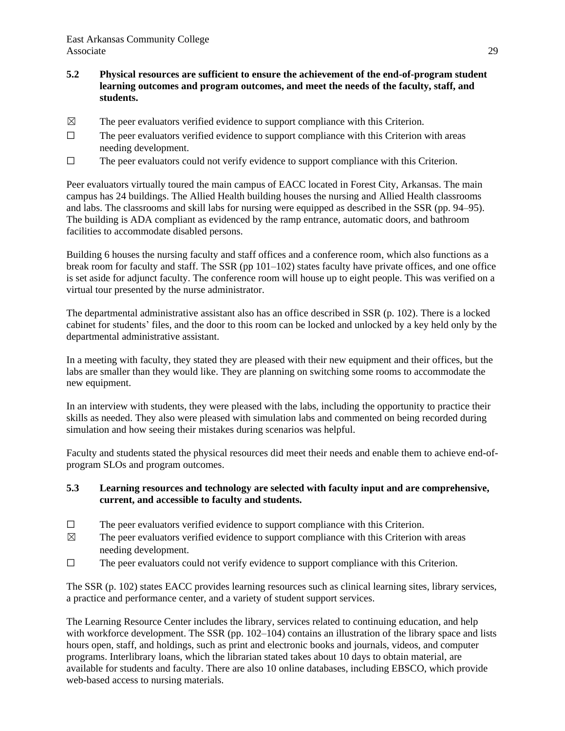**5.2 Physical resources are sufficient to ensure the achievement of the end-of-program student learning outcomes and program outcomes, and meet the needs of the faculty, staff, and students.**

☒ The peer evaluators verified evidence to support compliance with this Criterion.
☐ The peer evaluators verified evidence to support compliance with this Criterion with areas needing development.
☐ The peer evaluators could not verify evidence to support compliance with this Criterion.

Peer evaluators virtually toured the main campus of EACC located in Forest City, Arkansas. The main campus has 24 buildings. The Allied Health building houses the nursing and Allied Health classrooms and labs. The classrooms and skill labs for nursing were equipped as described in the SSR (pp. 94–95). The building is ADA compliant as evidenced by the ramp entrance, automatic doors, and bathroom facilities to accommodate disabled persons.

Building 6 houses the nursing faculty and staff offices and a conference room, which also functions as a break room for faculty and staff. The SSR (pp 101–102) states faculty have private offices, and one office is set aside for adjunct faculty. The conference room will house up to eight people. This was verified on a virtual tour presented by the nurse administrator.

The departmental administrative assistant also has an office described in SSR (p. 102). There is a locked cabinet for students' files, and the door to this room can be locked and unlocked by a key held only by the departmental administrative assistant.

In a meeting with faculty, they stated they are pleased with their new equipment and their offices, but the labs are smaller than they would like. They are planning on switching some rooms to accommodate the new equipment.

In an interview with students, they were pleased with the labs, including the opportunity to practice their skills as needed. They also were pleased with simulation labs and commented on being recorded during simulation and how seeing their mistakes during scenarios was helpful.

Faculty and students stated the physical resources did meet their needs and enable them to achieve end-of-program SLOs and program outcomes.

**5.3 Learning resources and technology are selected with faculty input and are comprehensive, current, and accessible to faculty and students.**

☐ The peer evaluators verified evidence to support compliance with this Criterion.
☒ The peer evaluators verified evidence to support compliance with this Criterion with areas needing development.
☐ The peer evaluators could not verify evidence to support compliance with this Criterion.

The SSR (p. 102) states EACC provides learning resources such as clinical learning sites, library services, a practice and performance center, and a variety of student support services.

The Learning Resource Center includes the library, services related to continuing education, and help with workforce development. The SSR (pp. 102–104) contains an illustration of the library space and lists hours open, staff, and holdings, such as print and electronic books and journals, videos, and computer programs. Interlibrary loans, which the librarian stated takes about 10 days to obtain material, are available for students and faculty. There are also 10 online databases, including EBSCO, which provide web-based access to nursing materials.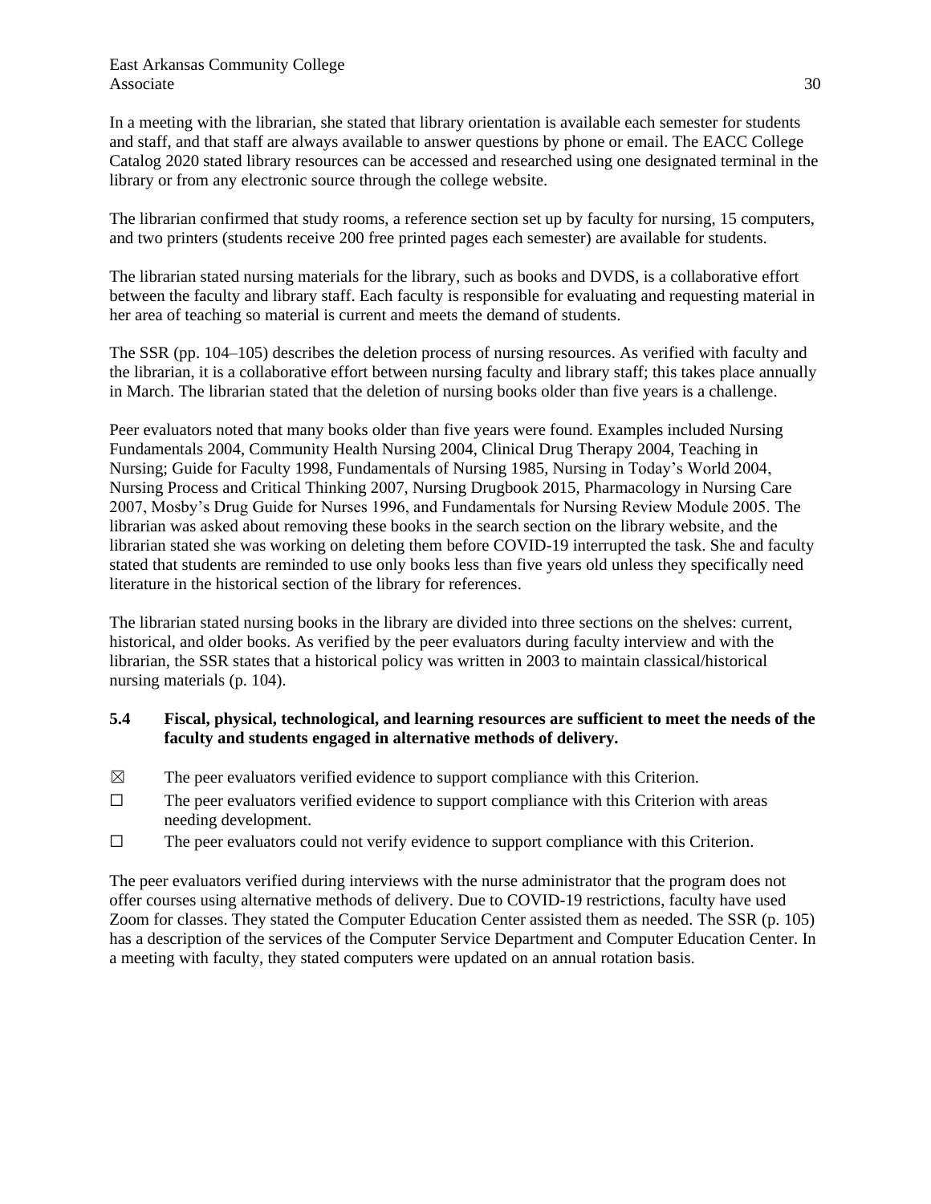In a meeting with the librarian, she stated that library orientation is available each semester for students and staff, and that staff are always available to answer questions by phone or email. The EACC College Catalog 2020 stated library resources can be accessed and researched using one designated terminal in the library or from any electronic source through the college website.

The librarian confirmed that study rooms, a reference section set up by faculty for nursing, 15 computers, and two printers (students receive 200 free printed pages each semester) are available for students.

The librarian stated nursing materials for the library, such as books and DVDS, is a collaborative effort between the faculty and library staff. Each faculty is responsible for evaluating and requesting material in her area of teaching so material is current and meets the demand of students.

The SSR (pp. 104–105) describes the deletion process of nursing resources. As verified with faculty and the librarian, it is a collaborative effort between nursing faculty and library staff; this takes place annually in March. The librarian stated that the deletion of nursing books older than five years is a challenge.

Peer evaluators noted that many books older than five years were found. Examples included Nursing Fundamentals 2004, Community Health Nursing 2004, Clinical Drug Therapy 2004, Teaching in Nursing; Guide for Faculty 1998, Fundamentals of Nursing 1985, Nursing in Today's World 2004, Nursing Process and Critical Thinking 2007, Nursing Drugbook 2015, Pharmacology in Nursing Care 2007, Mosby's Drug Guide for Nurses 1996, and Fundamentals for Nursing Review Module 2005. The librarian was asked about removing these books in the search section on the library website, and the librarian stated she was working on deleting them before COVID-19 interrupted the task. She and faculty stated that students are reminded to use only books less than five years old unless they specifically need literature in the historical section of the library for references.

The librarian stated nursing books in the library are divided into three sections on the shelves: current, historical, and older books. As verified by the peer evaluators during faculty interview and with the librarian, the SSR states that a historical policy was written in 2003 to maintain classical/historical nursing materials (p. 104).

**5.4 Fiscal, physical, technological, and learning resources are sufficient to meet the needs of the faculty and students engaged in alternative methods of delivery.**

- ☒ The peer evaluators verified evidence to support compliance with this Criterion.
- ☐ The peer evaluators verified evidence to support compliance with this Criterion with areas needing development.
- ☐ The peer evaluators could not verify evidence to support compliance with this Criterion.

The peer evaluators verified during interviews with the nurse administrator that the program does not offer courses using alternative methods of delivery. Due to COVID-19 restrictions, faculty have used Zoom for classes. They stated the Computer Education Center assisted them as needed. The SSR (p. 105) has a description of the services of the Computer Service Department and Computer Education Center. In a meeting with faculty, they stated computers were updated on an annual rotation basis.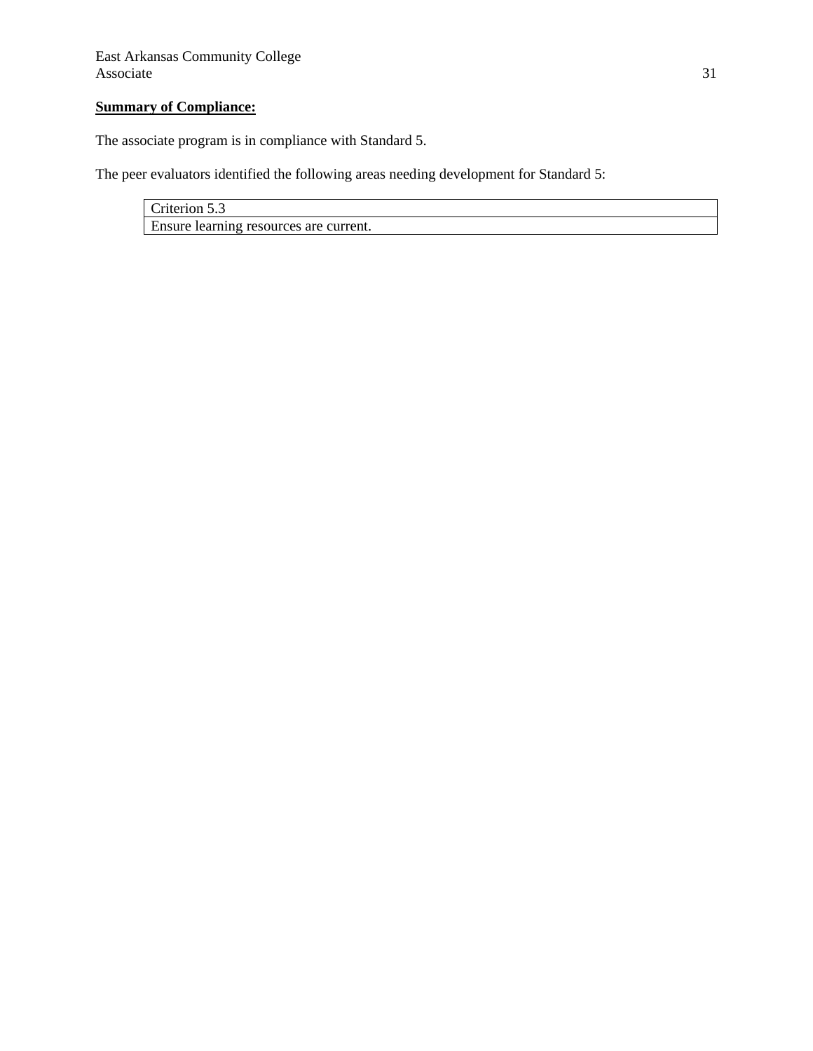**Summary of Compliance:**

The associate program is in compliance with Standard 5.

The peer evaluators identified the following areas needing development for Standard 5:

| Criterion 5.3 |
| --- |
| Ensure learning resources are current. |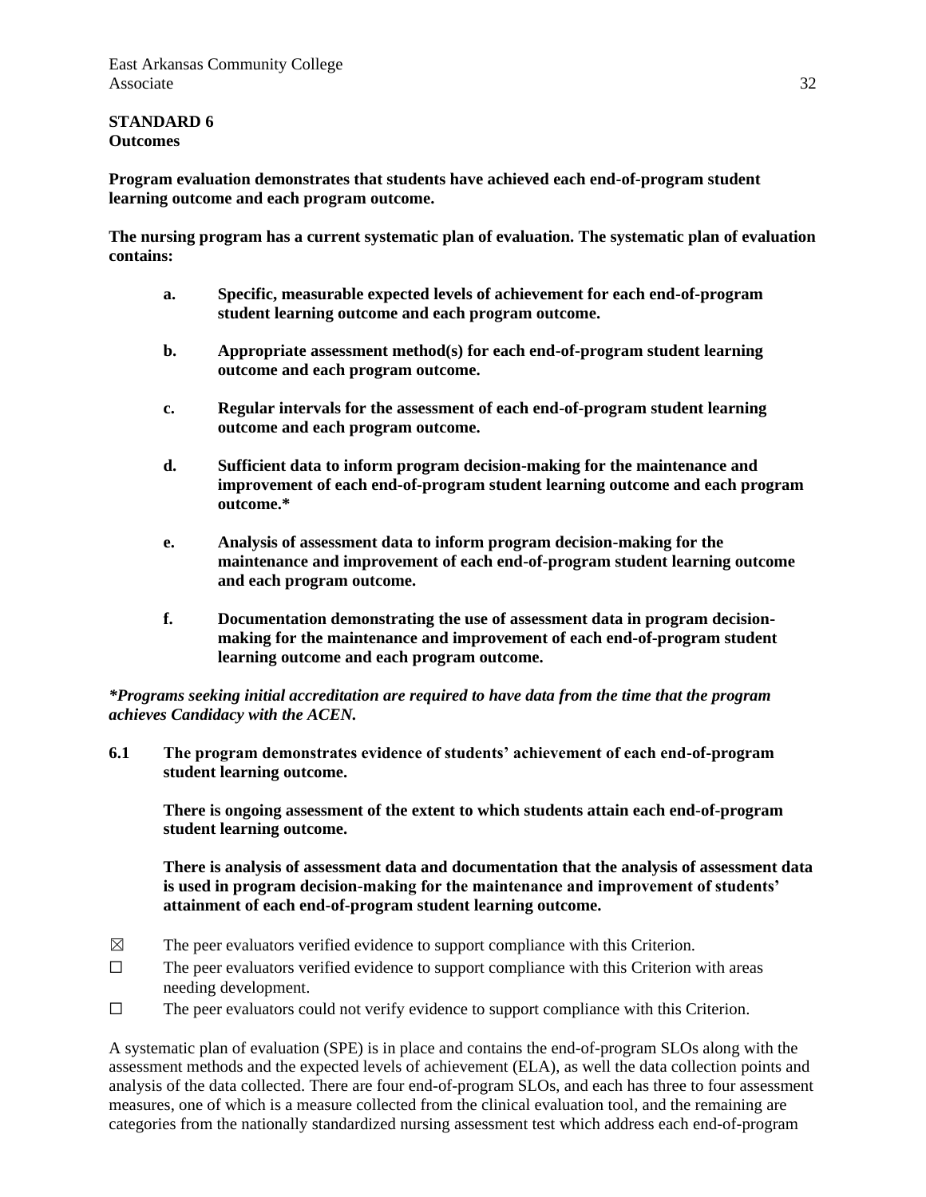**STANDARD 6**
**Outcomes**

**Program evaluation demonstrates that students have achieved each end-of-program student learning outcome and each program outcome.**

**The nursing program has a current systematic plan of evaluation. The systematic plan of evaluation contains:**

- **a.** **Specific, measurable expected levels of achievement for each end-of-program student learning outcome and each program outcome.**
- **b.** **Appropriate assessment method(s) for each end-of-program student learning outcome and each program outcome.**
- **c.** **Regular intervals for the assessment of each end-of-program student learning outcome and each program outcome.**
- **d.** **Sufficient data to inform program decision-making for the maintenance and improvement of each end-of-program student learning outcome and each program outcome.***
- **e.** **Analysis of assessment data to inform program decision-making for the maintenance and improvement of each end-of-program student learning outcome and each program outcome.**
- **f.** **Documentation demonstrating the use of assessment data in program decision-making for the maintenance and improvement of each end-of-program student learning outcome and each program outcome.**

***Programs seeking initial accreditation are required to have data from the time that the program achieves Candidacy with the ACEN.***

**6.1 The program demonstrates evidence of students' achievement of each end-of-program student learning outcome.**

**There is ongoing assessment of the extent to which students attain each end-of-program student learning outcome.**

**There is analysis of assessment data and documentation that the analysis of assessment data is used in program decision-making for the maintenance and improvement of students' attainment of each end-of-program student learning outcome.**

☒ The peer evaluators verified evidence to support compliance with this Criterion.
☐ The peer evaluators verified evidence to support compliance with this Criterion with areas needing development.
☐ The peer evaluators could not verify evidence to support compliance with this Criterion.

A systematic plan of evaluation (SPE) is in place and contains the end-of-program SLOs along with the assessment methods and the expected levels of achievement (ELA), as well the data collection points and analysis of the data collected. There are four end-of-program SLOs, and each has three to four assessment measures, one of which is a measure collected from the clinical evaluation tool, and the remaining are categories from the nationally standardized nursing assessment test which address each end-of-program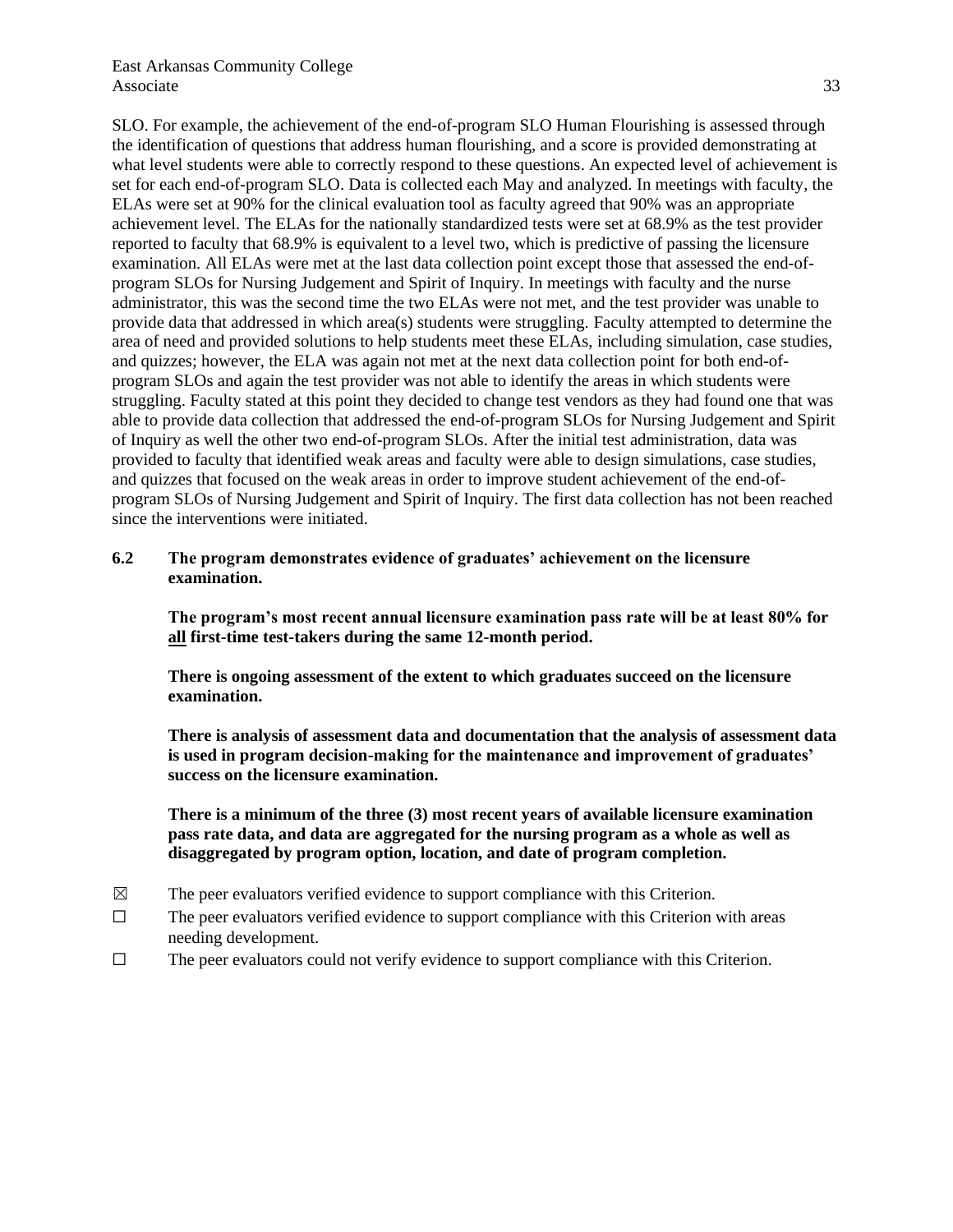SLO. For example, the achievement of the end-of-program SLO Human Flourishing is assessed through the identification of questions that address human flourishing, and a score is provided demonstrating at what level students were able to correctly respond to these questions. An expected level of achievement is set for each end-of-program SLO. Data is collected each May and analyzed. In meetings with faculty, the ELAs were set at 90% for the clinical evaluation tool as faculty agreed that 90% was an appropriate achievement level. The ELAs for the nationally standardized tests were set at 68.9% as the test provider reported to faculty that 68.9% is equivalent to a level two, which is predictive of passing the licensure examination. All ELAs were met at the last data collection point except those that assessed the end-of-program SLOs for Nursing Judgement and Spirit of Inquiry. In meetings with faculty and the nurse administrator, this was the second time the two ELAs were not met, and the test provider was unable to provide data that addressed in which area(s) students were struggling. Faculty attempted to determine the area of need and provided solutions to help students meet these ELAs, including simulation, case studies, and quizzes; however, the ELA was again not met at the next data collection point for both end-of-program SLOs and again the test provider was not able to identify the areas in which students were struggling. Faculty stated at this point they decided to change test vendors as they had found one that was able to provide data collection that addressed the end-of-program SLOs for Nursing Judgement and Spirit of Inquiry as well the other two end-of-program SLOs. After the initial test administration, data was provided to faculty that identified weak areas and faculty were able to design simulations, case studies, and quizzes that focused on the weak areas in order to improve student achievement of the end-of-program SLOs of Nursing Judgement and Spirit of Inquiry. The first data collection has not been reached since the interventions were initiated.

**6.2 The program demonstrates evidence of graduates' achievement on the licensure examination.**

**The program's most recent annual licensure examination pass rate will be at least 80% for <u>all</u> first-time test-takers during the same 12-month period.**

**There is ongoing assessment of the extent to which graduates succeed on the licensure examination.**

**There is analysis of assessment data and documentation that the analysis of assessment data is used in program decision-making for the maintenance and improvement of graduates' success on the licensure examination.**

**There is a minimum of the three (3) most recent years of available licensure examination pass rate data, and data are aggregated for the nursing program as a whole as well as disaggregated by program option, location, and date of program completion.**

☒ The peer evaluators verified evidence to support compliance with this Criterion.

☐ The peer evaluators verified evidence to support compliance with this Criterion with areas needing development.

☐ The peer evaluators could not verify evidence to support compliance with this Criterion.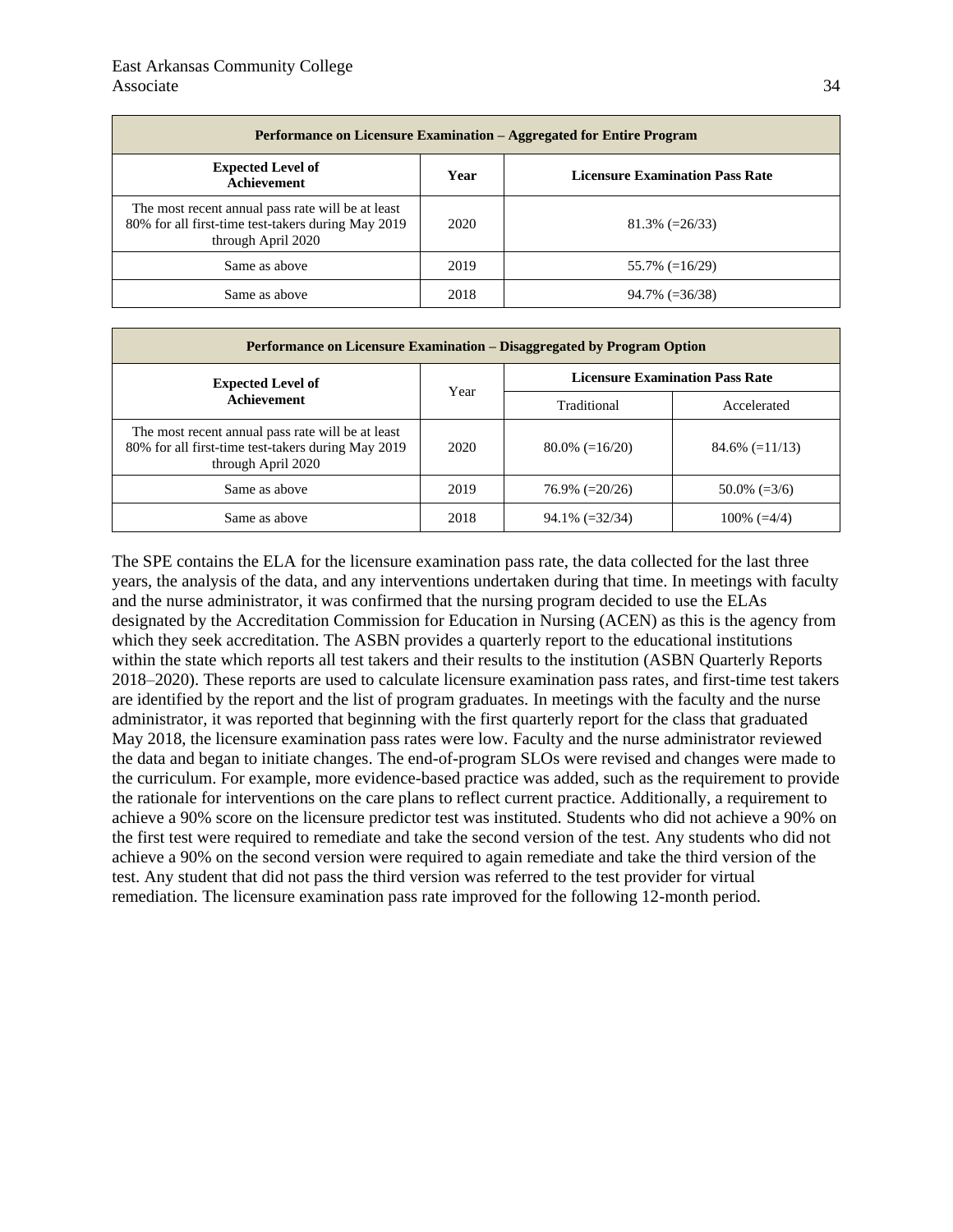| Performance on Licensure Examination – Aggregated for Entire Program | | |
|---|---|---|
| **Expected Level of Achievement** | **Year** | **Licensure Examination Pass Rate** |
| The most recent annual pass rate will be at least 80% for all first-time test-takers during May 2019 through April 2020 | 2020 | 81.3% (=26/33) |
| Same as above | 2019 | 55.7% (=16/29) |
| Same as above | 2018 | 94.7% (=36/38) |

| Performance on Licensure Examination – Disaggregated by Program Option | | | |
|---|---|---|---|
| **Expected Level of Achievement** | Year | **Licensure Examination Pass Rate** | |
| | | Traditional | Accelerated |
| The most recent annual pass rate will be at least 80% for all first-time test-takers during May 2019 through April 2020 | 2020 | 80.0% (=16/20) | 84.6% (=11/13) |
| Same as above | 2019 | 76.9% (=20/26) | 50.0% (=3/6) |
| Same as above | 2018 | 94.1% (=32/34) | 100% (=4/4) |

The SPE contains the ELA for the licensure examination pass rate, the data collected for the last three years, the analysis of the data, and any interventions undertaken during that time. In meetings with faculty and the nurse administrator, it was confirmed that the nursing program decided to use the ELAs designated by the Accreditation Commission for Education in Nursing (ACEN) as this is the agency from which they seek accreditation. The ASBN provides a quarterly report to the educational institutions within the state which reports all test takers and their results to the institution (ASBN Quarterly Reports 2018–2020). These reports are used to calculate licensure examination pass rates, and first-time test takers are identified by the report and the list of program graduates. In meetings with the faculty and the nurse administrator, it was reported that beginning with the first quarterly report for the class that graduated May 2018, the licensure examination pass rates were low. Faculty and the nurse administrator reviewed the data and began to initiate changes. The end-of-program SLOs were revised and changes were made to the curriculum. For example, more evidence-based practice was added, such as the requirement to provide the rationale for interventions on the care plans to reflect current practice. Additionally, a requirement to achieve a 90% score on the licensure predictor test was instituted. Students who did not achieve a 90% on the first test were required to remediate and take the second version of the test. Any students who did not achieve a 90% on the second version were required to again remediate and take the third version of the test. Any student that did not pass the third version was referred to the test provider for virtual remediation. The licensure examination pass rate improved for the following 12-month period.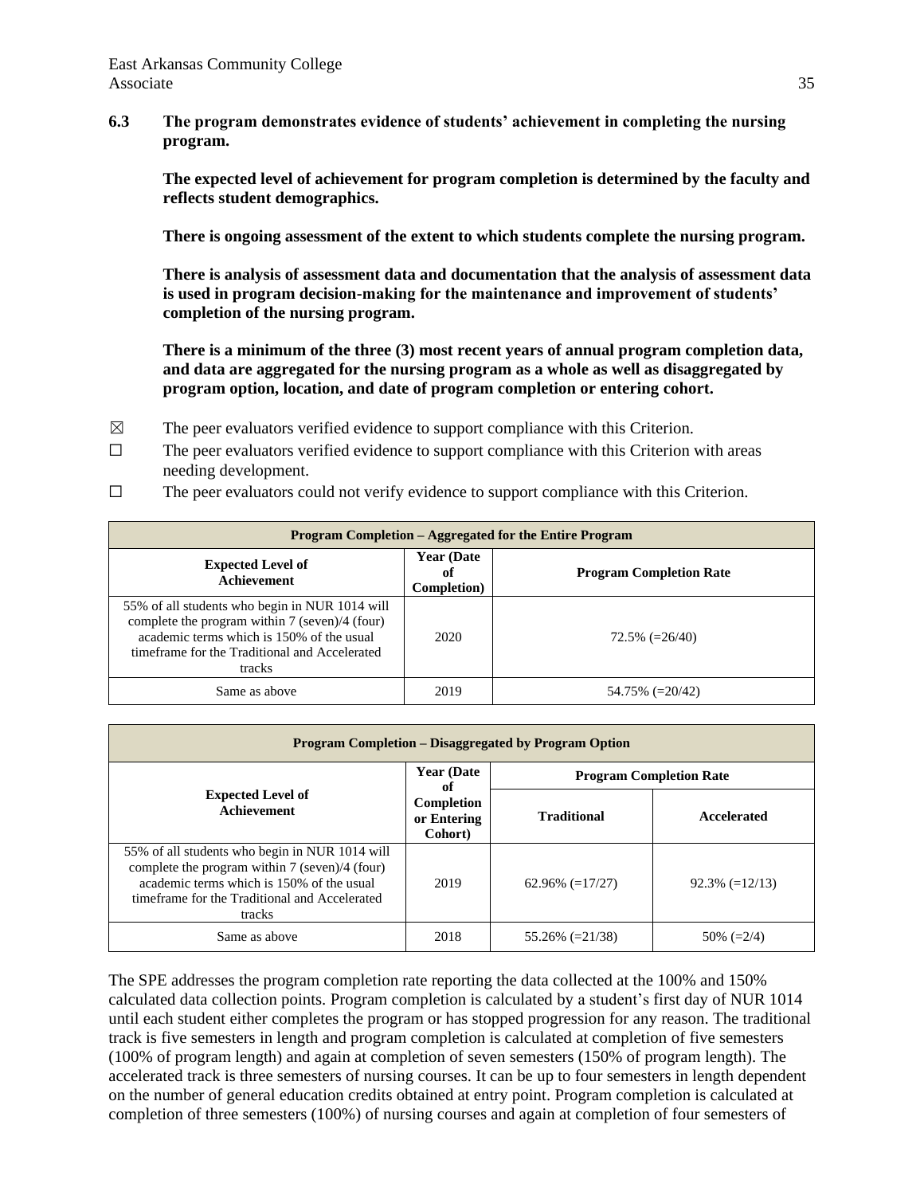**6.3 The program demonstrates evidence of students' achievement in completing the nursing program.**

**The expected level of achievement for program completion is determined by the faculty and reflects student demographics.**

**There is ongoing assessment of the extent to which students complete the nursing program.**

**There is analysis of assessment data and documentation that the analysis of assessment data is used in program decision-making for the maintenance and improvement of students' completion of the nursing program.**

**There is a minimum of the three (3) most recent years of annual program completion data, and data are aggregated for the nursing program as a whole as well as disaggregated by program option, location, and date of program completion or entering cohort.**

☒ The peer evaluators verified evidence to support compliance with this Criterion.

☐ The peer evaluators verified evidence to support compliance with this Criterion with areas needing development.

☐ The peer evaluators could not verify evidence to support compliance with this Criterion.

| Program Completion – Aggregated for the Entire Program | | |
|---|---|---|
| **Expected Level of Achievement** | **Year (Date of Completion)** | **Program Completion Rate** |
| 55% of all students who begin in NUR 1014 will complete the program within 7 (seven)/4 (four) academic terms which is 150% of the usual timeframe for the Traditional and Accelerated tracks | 2020 | 72.5% (=26/40) |
| Same as above | 2019 | 54.75% (=20/42) |

| Program Completion – Disaggregated by Program Option | | | |
|---|---|---|---|
| **Expected Level of Achievement** | **Year (Date of Completion or Entering Cohort)** | **Program Completion Rate** | |
| | | **Traditional** | **Accelerated** |
| 55% of all students who begin in NUR 1014 will complete the program within 7 (seven)/4 (four) academic terms which is 150% of the usual timeframe for the Traditional and Accelerated tracks | 2019 | 62.96% (=17/27) | 92.3% (=12/13) |
| Same as above | 2018 | 55.26% (=21/38) | 50% (=2/4) |

The SPE addresses the program completion rate reporting the data collected at the 100% and 150% calculated data collection points. Program completion is calculated by a student's first day of NUR 1014 until each student either completes the program or has stopped progression for any reason. The traditional track is five semesters in length and program completion is calculated at completion of five semesters (100% of program length) and again at completion of seven semesters (150% of program length). The accelerated track is three semesters of nursing courses. It can be up to four semesters in length dependent on the number of general education credits obtained at entry point. Program completion is calculated at completion of three semesters (100%) of nursing courses and again at completion of four semesters of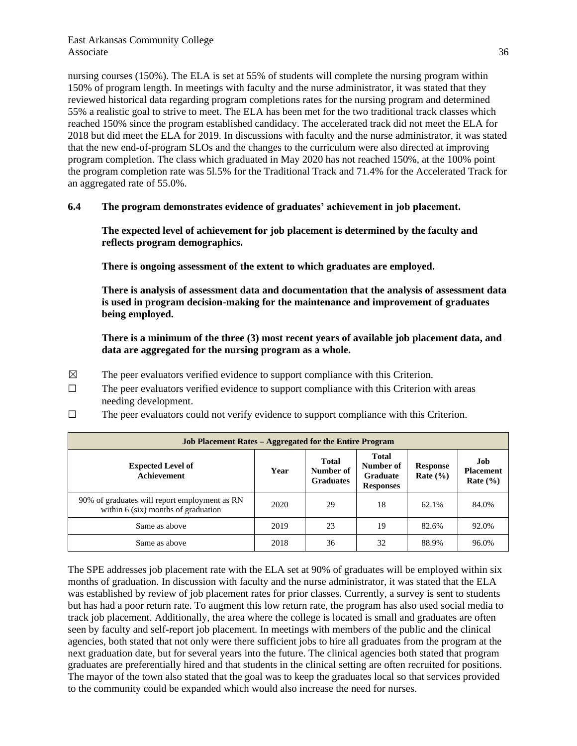nursing courses (150%). The ELA is set at 55% of students will complete the nursing program within 150% of program length. In meetings with faculty and the nurse administrator, it was stated that they reviewed historical data regarding program completions rates for the nursing program and determined 55% a realistic goal to strive to meet. The ELA has been met for the two traditional track classes which reached 150% since the program established candidacy. The accelerated track did not meet the ELA for 2018 but did meet the ELA for 2019. In discussions with faculty and the nurse administrator, it was stated that the new end-of-program SLOs and the changes to the curriculum were also directed at improving program completion. The class which graduated in May 2020 has not reached 150%, at the 100% point the program completion rate was 5l.5% for the Traditional Track and 71.4% for the Accelerated Track for an aggregated rate of 55.0%.

**6.4 The program demonstrates evidence of graduates' achievement in job placement.**

**The expected level of achievement for job placement is determined by the faculty and reflects program demographics.**

**There is ongoing assessment of the extent to which graduates are employed.**

**There is analysis of assessment data and documentation that the analysis of assessment data is used in program decision-making for the maintenance and improvement of graduates being employed.**

**There is a minimum of the three (3) most recent years of available job placement data, and data are aggregated for the nursing program as a whole.**

☒ The peer evaluators verified evidence to support compliance with this Criterion.

☐ The peer evaluators verified evidence to support compliance with this Criterion with areas needing development.

☐ The peer evaluators could not verify evidence to support compliance with this Criterion.

| Job Placement Rates – Aggregated for the Entire Program | | | | | |
|---|---|---|---|---|---|
| **Expected Level of Achievement** | **Year** | **Total Number of Graduates** | **Total Number of Graduate Responses** | **Response Rate (%)** | **Job Placement Rate (%)** |
| 90% of graduates will report employment as RN within 6 (six) months of graduation | 2020 | 29 | 18 | 62.1% | 84.0% |
| Same as above | 2019 | 23 | 19 | 82.6% | 92.0% |
| Same as above | 2018 | 36 | 32 | 88.9% | 96.0% |

The SPE addresses job placement rate with the ELA set at 90% of graduates will be employed within six months of graduation. In discussion with faculty and the nurse administrator, it was stated that the ELA was established by review of job placement rates for prior classes. Currently, a survey is sent to students but has had a poor return rate. To augment this low return rate, the program has also used social media to track job placement. Additionally, the area where the college is located is small and graduates are often seen by faculty and self-report job placement. In meetings with members of the public and the clinical agencies, both stated that not only were there sufficient jobs to hire all graduates from the program at the next graduation date, but for several years into the future. The clinical agencies both stated that program graduates are preferentially hired and that students in the clinical setting are often recruited for positions. The mayor of the town also stated that the goal was to keep the graduates local so that services provided to the community could be expanded which would also increase the need for nurses.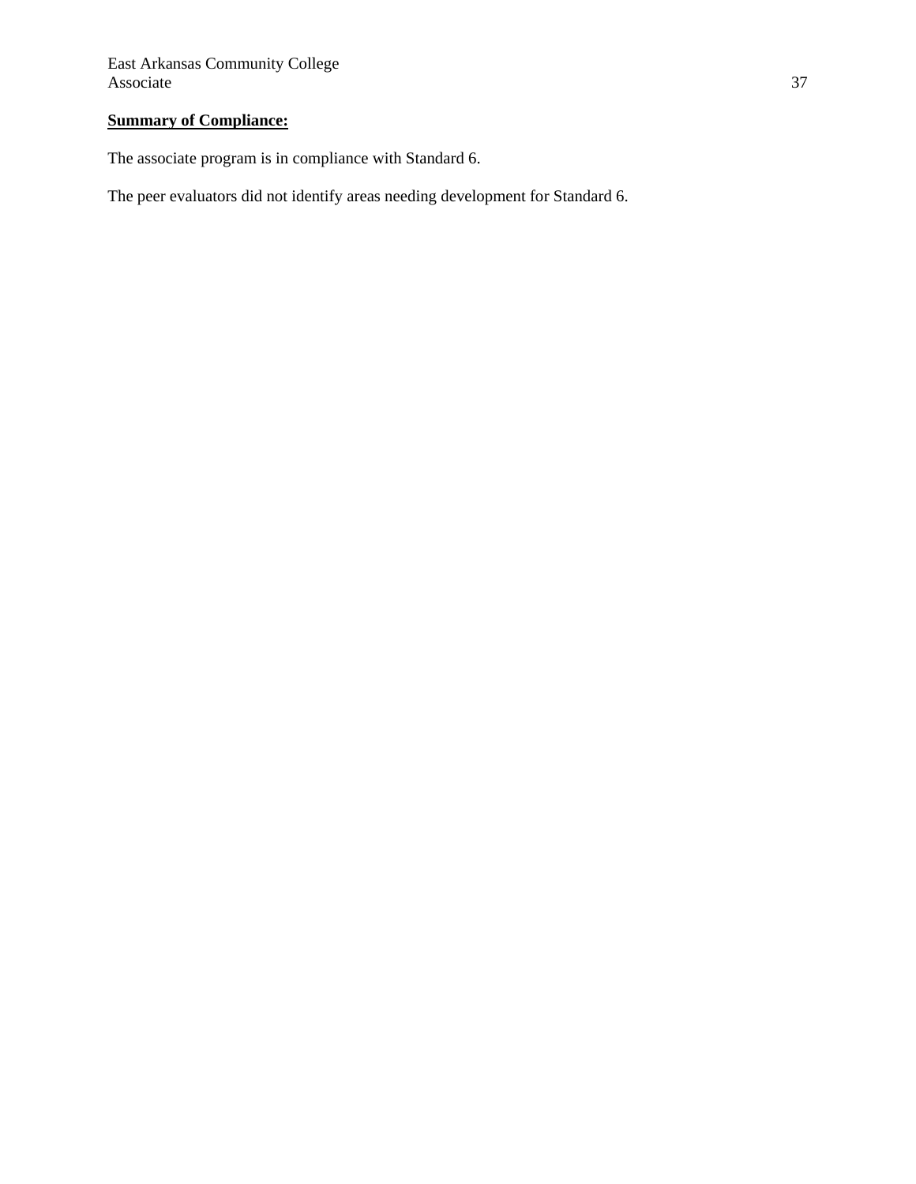**Summary of Compliance:**

The associate program is in compliance with Standard 6.

The peer evaluators did not identify areas needing development for Standard 6.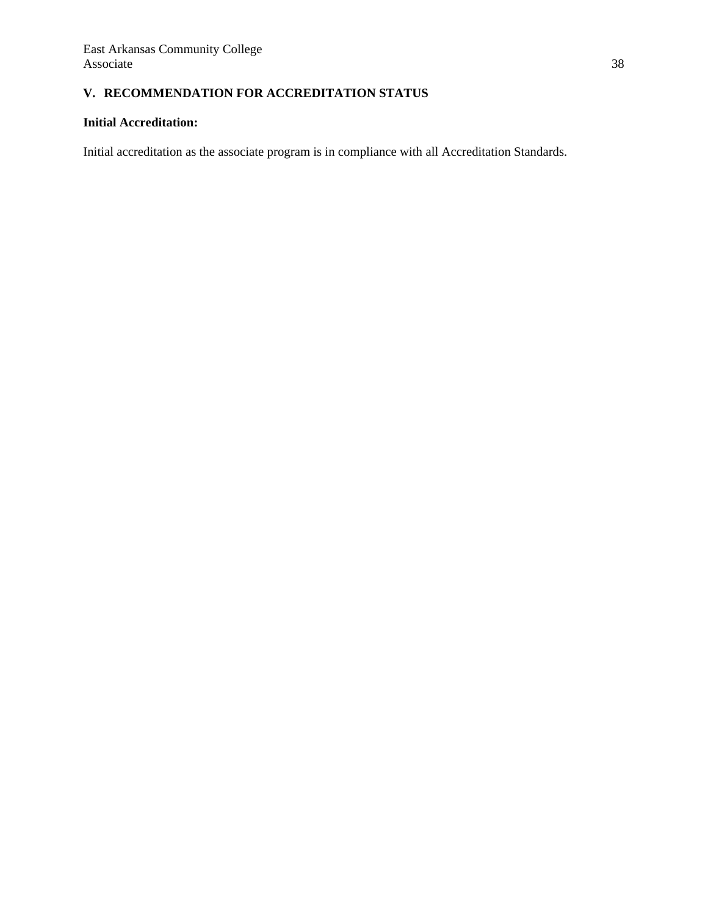## V. RECOMMENDATION FOR ACCREDITATION STATUS

**Initial Accreditation:**

Initial accreditation as the associate program is in compliance with all Accreditation Standards.